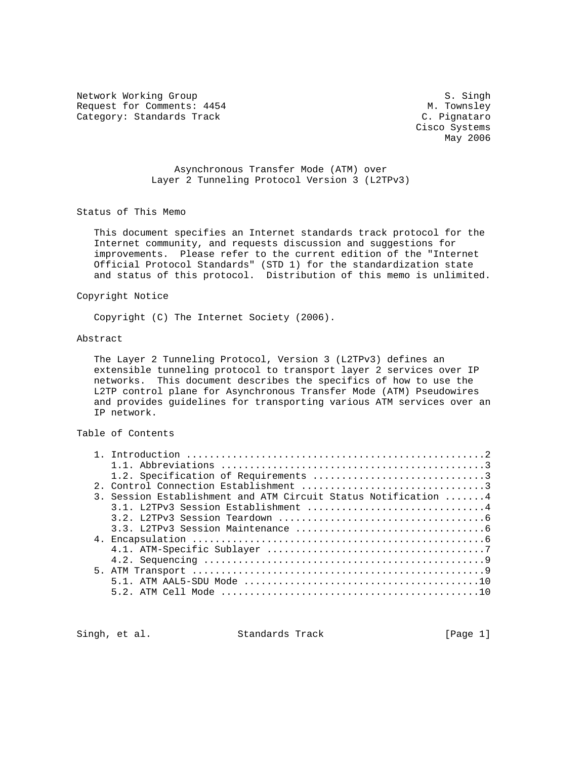Network Working Group                                           S. Singh
Request for Comments: 4454                                   M. Townsley
Category: Standards Track                                   C. Pignataro
                                                           Cisco Systems
                                                                May 2006

# Asynchronous Transfer Mode (ATM) over Layer 2 Tunneling Protocol Version 3 (L2TPv3)

## Status of This Memo

This document specifies an Internet standards track protocol for the Internet community, and requests discussion and suggestions for improvements. Please refer to the current edition of the "Internet Official Protocol Standards" (STD 1) for the standardization state and status of this protocol. Distribution of this memo is unlimited.

## Copyright Notice

Copyright (C) The Internet Society (2006).

## Abstract

The Layer 2 Tunneling Protocol, Version 3 (L2TPv3) defines an extensible tunneling protocol to transport layer 2 services over IP networks. This document describes the specifics of how to use the L2TP control plane for Asynchronous Transfer Mode (ATM) Pseudowires and provides guidelines for transporting various ATM services over an IP network.

## Table of Contents

```
   1. Introduction ....................................................2
      1.1. Abbreviations ..............................................3
      1.2. Specification of Requirements ..............................3
   2. Control Connection Establishment ................................3
   3. Session Establishment and ATM Circuit Status Notification .......4
      3.1. L2TPv3 Session Establishment ...............................4
      3.2. L2TPv3 Session Teardown ....................................6
      3.3. L2TPv3 Session Maintenance .................................6
   4. Encapsulation ...................................................6
      4.1. ATM-Specific Sublayer ......................................7
      4.2. Sequencing .................................................9
   5. ATM Transport ...................................................9
      5.1. ATM AAL5-SDU Mode .........................................10
      5.2. ATM Cell Mode .............................................10
```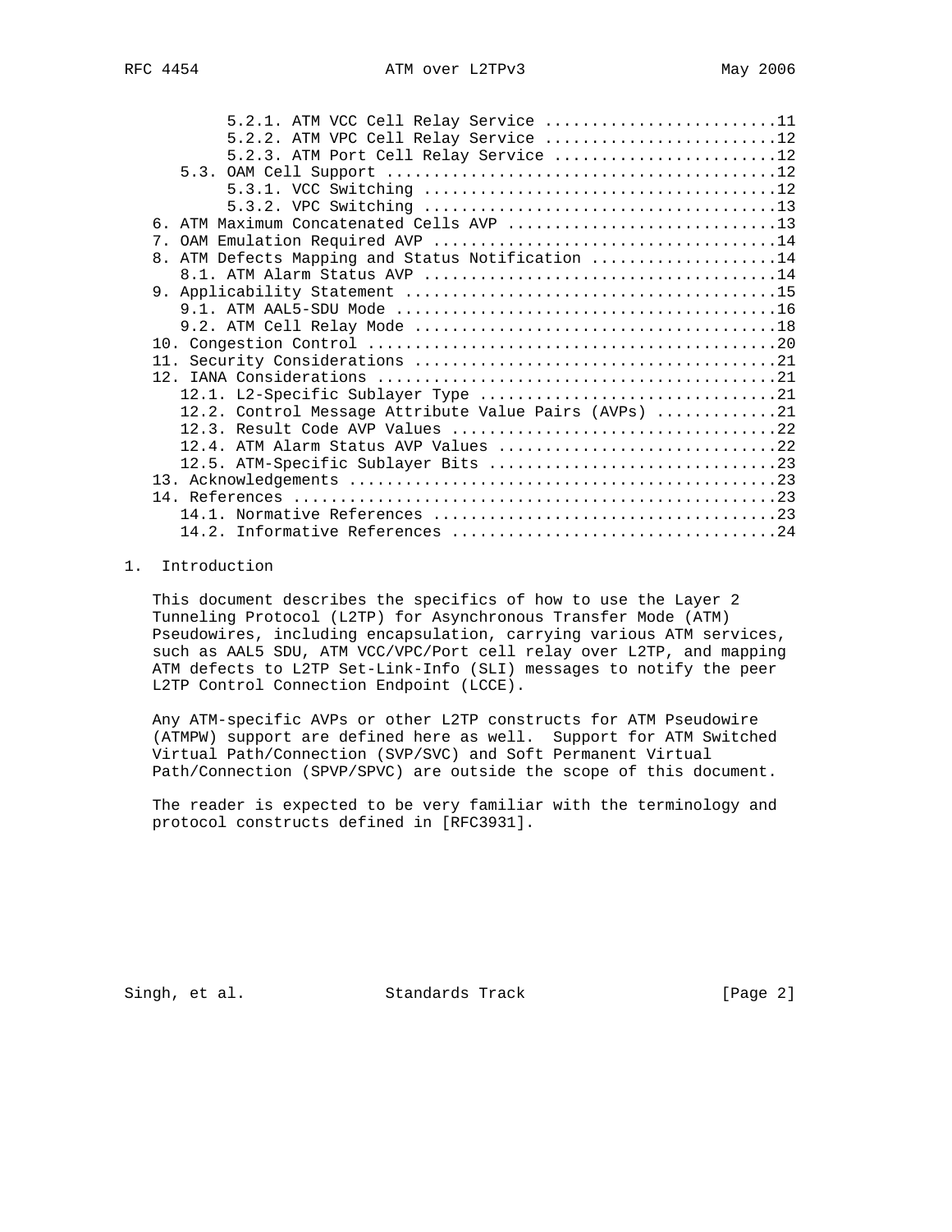5.2.1. ATM VCC Cell Relay Service .........................11
5.2.2. ATM VPC Cell Relay Service .........................12
5.2.3. ATM Port Cell Relay Service ........................12
5.3. OAM Cell Support .........................................12
5.3.1. VCC Switching ......................................12
5.3.2. VPC Switching ......................................13
6. ATM Maximum Concatenated Cells AVP ............................13
7. OAM Emulation Required AVP ....................................14
8. ATM Defects Mapping and Status Notification ....................14
8.1. ATM Alarm Status AVP .....................................14
9. Applicability Statement .......................................15
9.1. ATM AAL5-SDU Mode ........................................16
9.2. ATM Cell Relay Mode ......................................18
10. Congestion Control ...........................................20
11. Security Considerations ......................................21
12. IANA Considerations ..........................................21
12.1. L2-Specific Sublayer Type ...............................21
12.2. Control Message Attribute Value Pairs (AVPs) ............21
12.3. Result Code AVP Values ..................................22
12.4. ATM Alarm Status AVP Values .............................22
12.5. ATM-Specific Sublayer Bits ..............................23
13. Acknowledgements .............................................23
14. References ...................................................23
14.1. Normative References ....................................23
14.2. Informative References ..................................24

## 1. Introduction

This document describes the specifics of how to use the Layer 2 Tunneling Protocol (L2TP) for Asynchronous Transfer Mode (ATM) Pseudowires, including encapsulation, carrying various ATM services, such as AAL5 SDU, ATM VCC/VPC/Port cell relay over L2TP, and mapping ATM defects to L2TP Set-Link-Info (SLI) messages to notify the peer L2TP Control Connection Endpoint (LCCE).

Any ATM-specific AVPs or other L2TP constructs for ATM Pseudowire (ATMPW) support are defined here as well. Support for ATM Switched Virtual Path/Connection (SVP/SVC) and Soft Permanent Virtual Path/Connection (SPVP/SPVC) are outside the scope of this document.

The reader is expected to be very familiar with the terminology and protocol constructs defined in [RFC3931].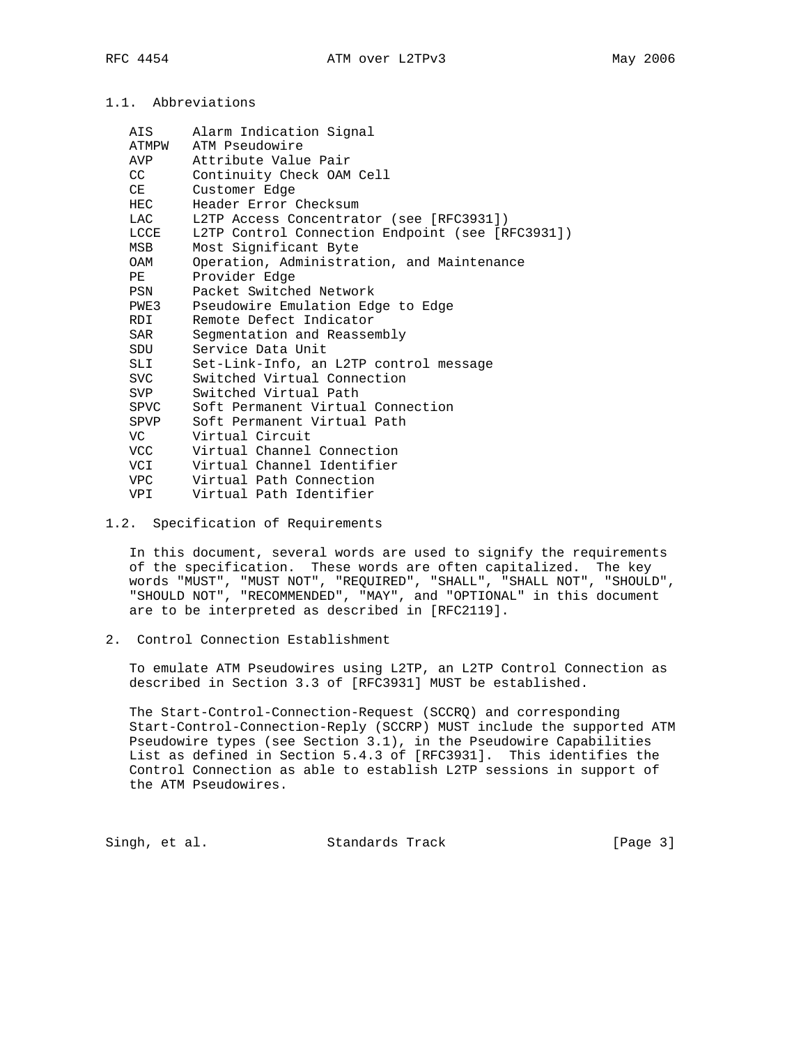### 1.1. Abbreviations

| | |
|---|---|
| AIS | Alarm Indication Signal |
| ATMPW | ATM Pseudowire |
| AVP | Attribute Value Pair |
| CC | Continuity Check OAM Cell |
| CE | Customer Edge |
| HEC | Header Error Checksum |
| LAC | L2TP Access Concentrator (see [RFC3931]) |
| LCCE | L2TP Control Connection Endpoint (see [RFC3931]) |
| MSB | Most Significant Byte |
| OAM | Operation, Administration, and Maintenance |
| PE | Provider Edge |
| PSN | Packet Switched Network |
| PWE3 | Pseudowire Emulation Edge to Edge |
| RDI | Remote Defect Indicator |
| SAR | Segmentation and Reassembly |
| SDU | Service Data Unit |
| SLI | Set-Link-Info, an L2TP control message |
| SVC | Switched Virtual Connection |
| SVP | Switched Virtual Path |
| SPVC | Soft Permanent Virtual Connection |
| SPVP | Soft Permanent Virtual Path |
| VC | Virtual Circuit |
| VCC | Virtual Channel Connection |
| VCI | Virtual Channel Identifier |
| VPC | Virtual Path Connection |
| VPI | Virtual Path Identifier |

### 1.2. Specification of Requirements

In this document, several words are used to signify the requirements of the specification. These words are often capitalized. The key words "MUST", "MUST NOT", "REQUIRED", "SHALL", "SHALL NOT", "SHOULD", "SHOULD NOT", "RECOMMENDED", "MAY", and "OPTIONAL" in this document are to be interpreted as described in [RFC2119].

## 2. Control Connection Establishment

To emulate ATM Pseudowires using L2TP, an L2TP Control Connection as described in Section 3.3 of [RFC3931] MUST be established.

The Start-Control-Connection-Request (SCCRQ) and corresponding Start-Control-Connection-Reply (SCCRP) MUST include the supported ATM Pseudowire types (see Section 3.1), in the Pseudowire Capabilities List as defined in Section 5.4.3 of [RFC3931]. This identifies the Control Connection as able to establish L2TP sessions in support of the ATM Pseudowires.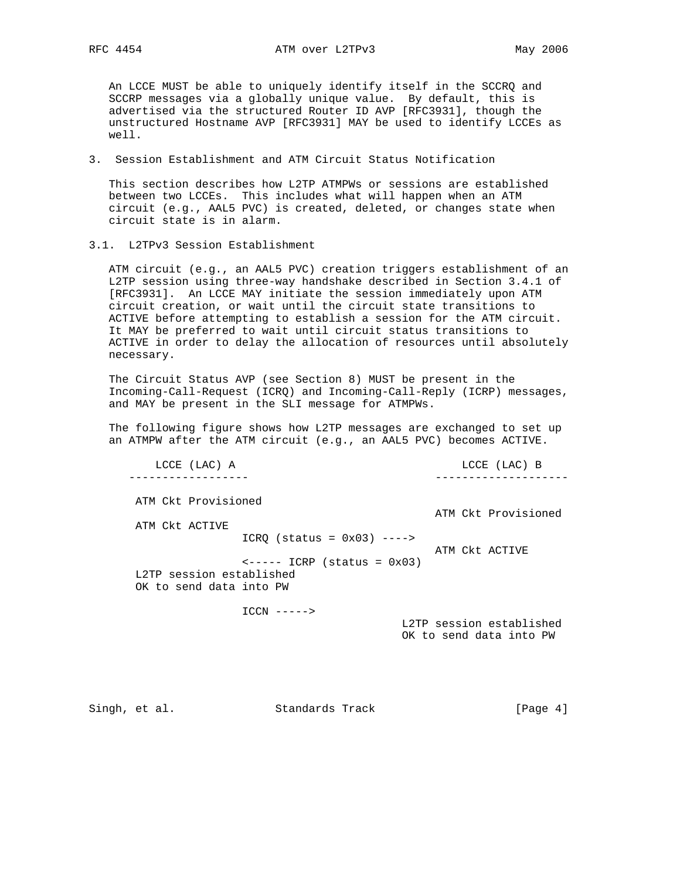An LCCE MUST be able to uniquely identify itself in the SCCRQ and SCCRP messages via a globally unique value. By default, this is advertised via the structured Router ID AVP [RFC3931], though the unstructured Hostname AVP [RFC3931] MAY be used to identify LCCEs as well.

## 3. Session Establishment and ATM Circuit Status Notification

This section describes how L2TP ATMPWs or sessions are established between two LCCEs. This includes what will happen when an ATM circuit (e.g., AAL5 PVC) is created, deleted, or changes state when circuit state is in alarm.

### 3.1. L2TPv3 Session Establishment

ATM circuit (e.g., an AAL5 PVC) creation triggers establishment of an L2TP session using three-way handshake described in Section 3.4.1 of [RFC3931]. An LCCE MAY initiate the session immediately upon ATM circuit creation, or wait until the circuit state transitions to ACTIVE before attempting to establish a session for the ATM circuit. It MAY be preferred to wait until circuit status transitions to ACTIVE in order to delay the allocation of resources until absolutely necessary.

The Circuit Status AVP (see Section 8) MUST be present in the Incoming-Call-Request (ICRQ) and Incoming-Call-Reply (ICRP) messages, and MAY be present in the SLI message for ATMPWs.

The following figure shows how L2TP messages are exchanged to set up an ATMPW after the ATM circuit (e.g., an AAL5 PVC) becomes ACTIVE.

```
       LCCE (LAC) A                                  LCCE (LAC) B
    ------------------                           --------------------

     ATM Ckt Provisioned
                                                 ATM Ckt Provisioned
     ATM Ckt ACTIVE
                    ICRQ (status = 0x03) ---->
                                                 ATM Ckt ACTIVE
                    <----- ICRP (status = 0x03)
     L2TP session established
     OK to send data into PW

                    ICCN ----->
                                            L2TP session established
                                            OK to send data into PW
```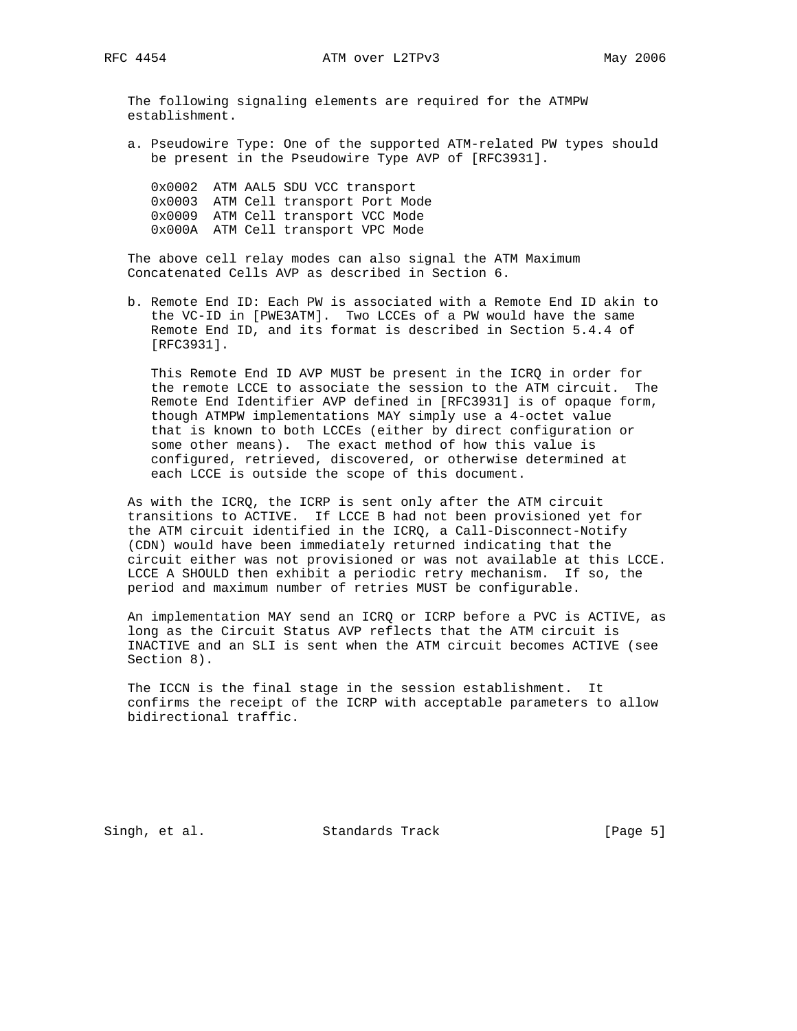The following signaling elements are required for the ATMPW establishment.

a. Pseudowire Type: One of the supported ATM-related PW types should be present in the Pseudowire Type AVP of [RFC3931].

```
0x0002  ATM AAL5 SDU VCC transport
0x0003  ATM Cell transport Port Mode
0x0009  ATM Cell transport VCC Mode
0x000A  ATM Cell transport VPC Mode
```

The above cell relay modes can also signal the ATM Maximum Concatenated Cells AVP as described in Section 6.

b. Remote End ID: Each PW is associated with a Remote End ID akin to the VC-ID in [PWE3ATM]. Two LCCEs of a PW would have the same Remote End ID, and its format is described in Section 5.4.4 of [RFC3931].

   This Remote End ID AVP MUST be present in the ICRQ in order for the remote LCCE to associate the session to the ATM circuit. The Remote End Identifier AVP defined in [RFC3931] is of opaque form, though ATMPW implementations MAY simply use a 4-octet value that is known to both LCCEs (either by direct configuration or some other means). The exact method of how this value is configured, retrieved, discovered, or otherwise determined at each LCCE is outside the scope of this document.

As with the ICRQ, the ICRP is sent only after the ATM circuit transitions to ACTIVE. If LCCE B had not been provisioned yet for the ATM circuit identified in the ICRQ, a Call-Disconnect-Notify (CDN) would have been immediately returned indicating that the circuit either was not provisioned or was not available at this LCCE. LCCE A SHOULD then exhibit a periodic retry mechanism. If so, the period and maximum number of retries MUST be configurable.

An implementation MAY send an ICRQ or ICRP before a PVC is ACTIVE, as long as the Circuit Status AVP reflects that the ATM circuit is INACTIVE and an SLI is sent when the ATM circuit becomes ACTIVE (see Section 8).

The ICCN is the final stage in the session establishment. It confirms the receipt of the ICRP with acceptable parameters to allow bidirectional traffic.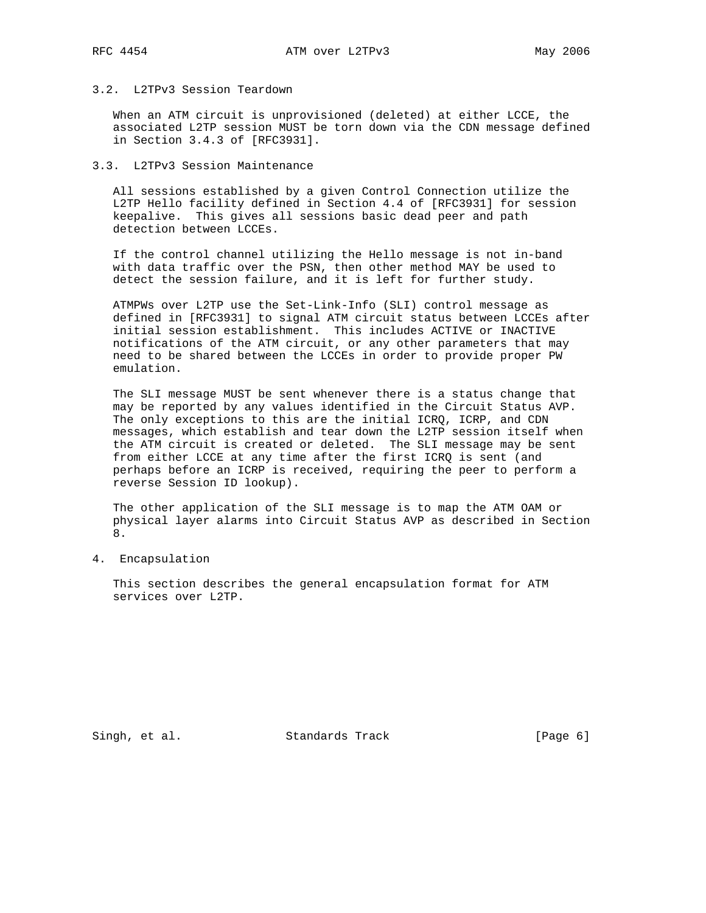### 3.2. L2TPv3 Session Teardown

When an ATM circuit is unprovisioned (deleted) at either LCCE, the associated L2TP session MUST be torn down via the CDN message defined in Section 3.4.3 of [RFC3931].

### 3.3. L2TPv3 Session Maintenance

All sessions established by a given Control Connection utilize the L2TP Hello facility defined in Section 4.4 of [RFC3931] for session keepalive. This gives all sessions basic dead peer and path detection between LCCEs.

If the control channel utilizing the Hello message is not in-band with data traffic over the PSN, then other method MAY be used to detect the session failure, and it is left for further study.

ATMPWs over L2TP use the Set-Link-Info (SLI) control message as defined in [RFC3931] to signal ATM circuit status between LCCEs after initial session establishment. This includes ACTIVE or INACTIVE notifications of the ATM circuit, or any other parameters that may need to be shared between the LCCEs in order to provide proper PW emulation.

The SLI message MUST be sent whenever there is a status change that may be reported by any values identified in the Circuit Status AVP. The only exceptions to this are the initial ICRQ, ICRP, and CDN messages, which establish and tear down the L2TP session itself when the ATM circuit is created or deleted. The SLI message may be sent from either LCCE at any time after the first ICRQ is sent (and perhaps before an ICRP is received, requiring the peer to perform a reverse Session ID lookup).

The other application of the SLI message is to map the ATM OAM or physical layer alarms into Circuit Status AVP as described in Section 8.

## 4. Encapsulation

This section describes the general encapsulation format for ATM services over L2TP.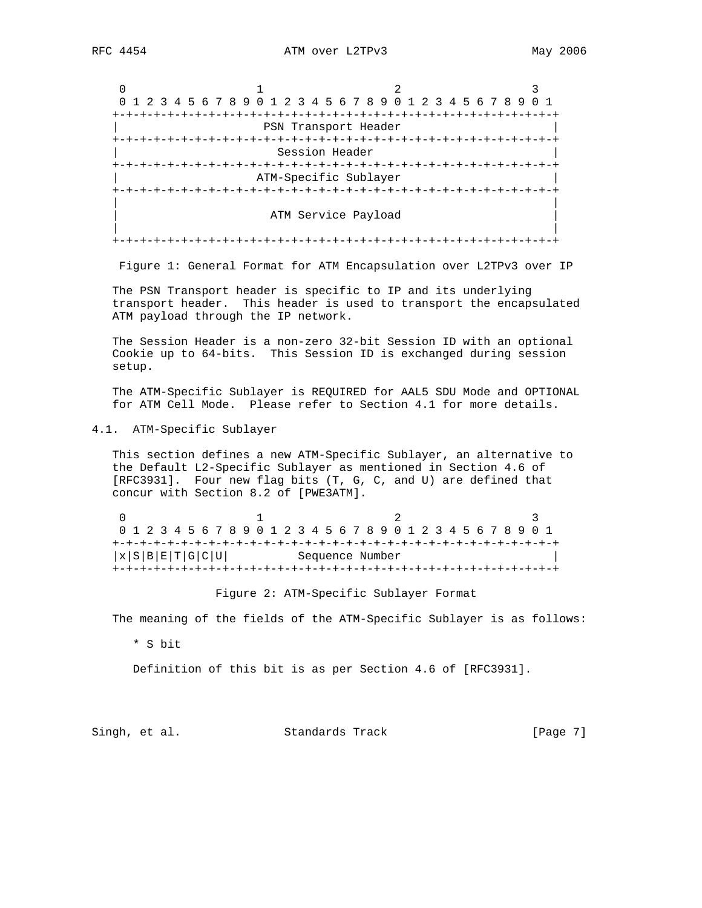```
    0                   1                   2                   3
    0 1 2 3 4 5 6 7 8 9 0 1 2 3 4 5 6 7 8 9 0 1 2 3 4 5 6 7 8 9 0 1
   +-+-+-+-+-+-+-+-+-+-+-+-+-+-+-+-+-+-+-+-+-+-+-+-+-+-+-+-+-+-+-+-+
   |                      PSN Transport Header                      |
   +-+-+-+-+-+-+-+-+-+-+-+-+-+-+-+-+-+-+-+-+-+-+-+-+-+-+-+-+-+-+-+-+
   |                        Session Header                          |
   +-+-+-+-+-+-+-+-+-+-+-+-+-+-+-+-+-+-+-+-+-+-+-+-+-+-+-+-+-+-+-+-+
   |                     ATM-Specific Sublayer                      |
   +-+-+-+-+-+-+-+-+-+-+-+-+-+-+-+-+-+-+-+-+-+-+-+-+-+-+-+-+-+-+-+-+
   |                                                                |
   |                       ATM Service Payload                      |
   |                                                                |
   +-+-+-+-+-+-+-+-+-+-+-+-+-+-+-+-+-+-+-+-+-+-+-+-+-+-+-+-+-+-+-+-+
```

Figure 1: General Format for ATM Encapsulation over L2TPv3 over IP

The PSN Transport header is specific to IP and its underlying transport header. This header is used to transport the encapsulated ATM payload through the IP network.

The Session Header is a non-zero 32-bit Session ID with an optional Cookie up to 64-bits. This Session ID is exchanged during session setup.

The ATM-Specific Sublayer is REQUIRED for AAL5 SDU Mode and OPTIONAL for ATM Cell Mode. Please refer to Section 4.1 for more details.

## 4.1. ATM-Specific Sublayer

This section defines a new ATM-Specific Sublayer, an alternative to the Default L2-Specific Sublayer as mentioned in Section 4.6 of [RFC3931]. Four new flag bits (T, G, C, and U) are defined that concur with Section 8.2 of [PWE3ATM].

```
    0                   1                   2                   3
    0 1 2 3 4 5 6 7 8 9 0 1 2 3 4 5 6 7 8 9 0 1 2 3 4 5 6 7 8 9 0 1
   +-+-+-+-+-+-+-+-+-+-+-+-+-+-+-+-+-+-+-+-+-+-+-+-+-+-+-+-+-+-+-+-+
   |x|S|B|E|T|G|C|U|          Sequence Number                       |
   +-+-+-+-+-+-+-+-+-+-+-+-+-+-+-+-+-+-+-+-+-+-+-+-+-+-+-+-+-+-+-+-+
```

Figure 2: ATM-Specific Sublayer Format

The meaning of the fields of the ATM-Specific Sublayer is as follows:

* S bit

Definition of this bit is as per Section 4.6 of [RFC3931].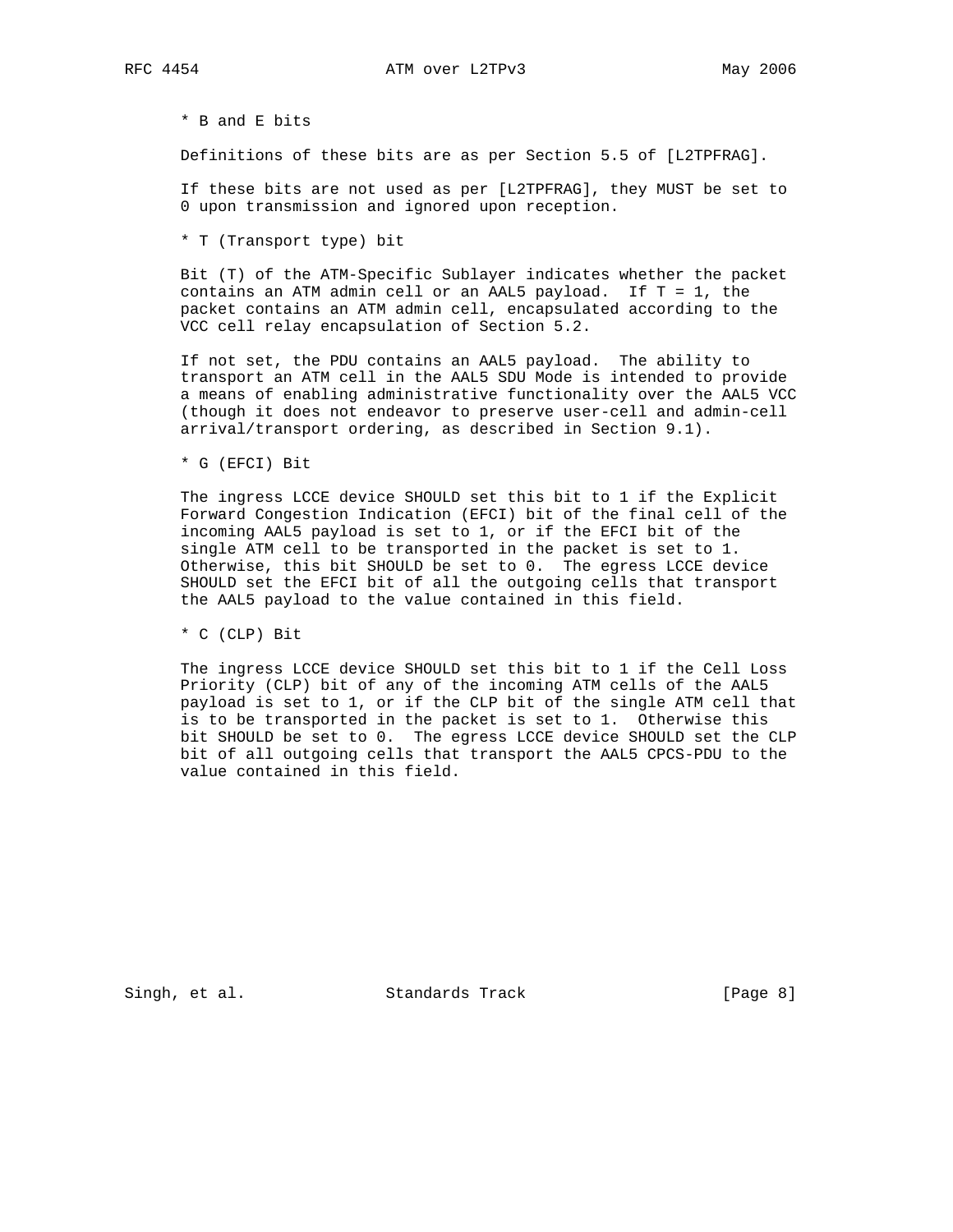* B and E bits

Definitions of these bits are as per Section 5.5 of [L2TPFRAG].

If these bits are not used as per [L2TPFRAG], they MUST be set to 0 upon transmission and ignored upon reception.

* T (Transport type) bit

Bit (T) of the ATM-Specific Sublayer indicates whether the packet contains an ATM admin cell or an AAL5 payload. If T = 1, the packet contains an ATM admin cell, encapsulated according to the VCC cell relay encapsulation of Section 5.2.

If not set, the PDU contains an AAL5 payload. The ability to transport an ATM cell in the AAL5 SDU Mode is intended to provide a means of enabling administrative functionality over the AAL5 VCC (though it does not endeavor to preserve user-cell and admin-cell arrival/transport ordering, as described in Section 9.1).

* G (EFCI) Bit

The ingress LCCE device SHOULD set this bit to 1 if the Explicit Forward Congestion Indication (EFCI) bit of the final cell of the incoming AAL5 payload is set to 1, or if the EFCI bit of the single ATM cell to be transported in the packet is set to 1. Otherwise, this bit SHOULD be set to 0. The egress LCCE device SHOULD set the EFCI bit of all the outgoing cells that transport the AAL5 payload to the value contained in this field.

* C (CLP) Bit

The ingress LCCE device SHOULD set this bit to 1 if the Cell Loss Priority (CLP) bit of any of the incoming ATM cells of the AAL5 payload is set to 1, or if the CLP bit of the single ATM cell that is to be transported in the packet is set to 1. Otherwise this bit SHOULD be set to 0. The egress LCCE device SHOULD set the CLP bit of all outgoing cells that transport the AAL5 CPCS-PDU to the value contained in this field.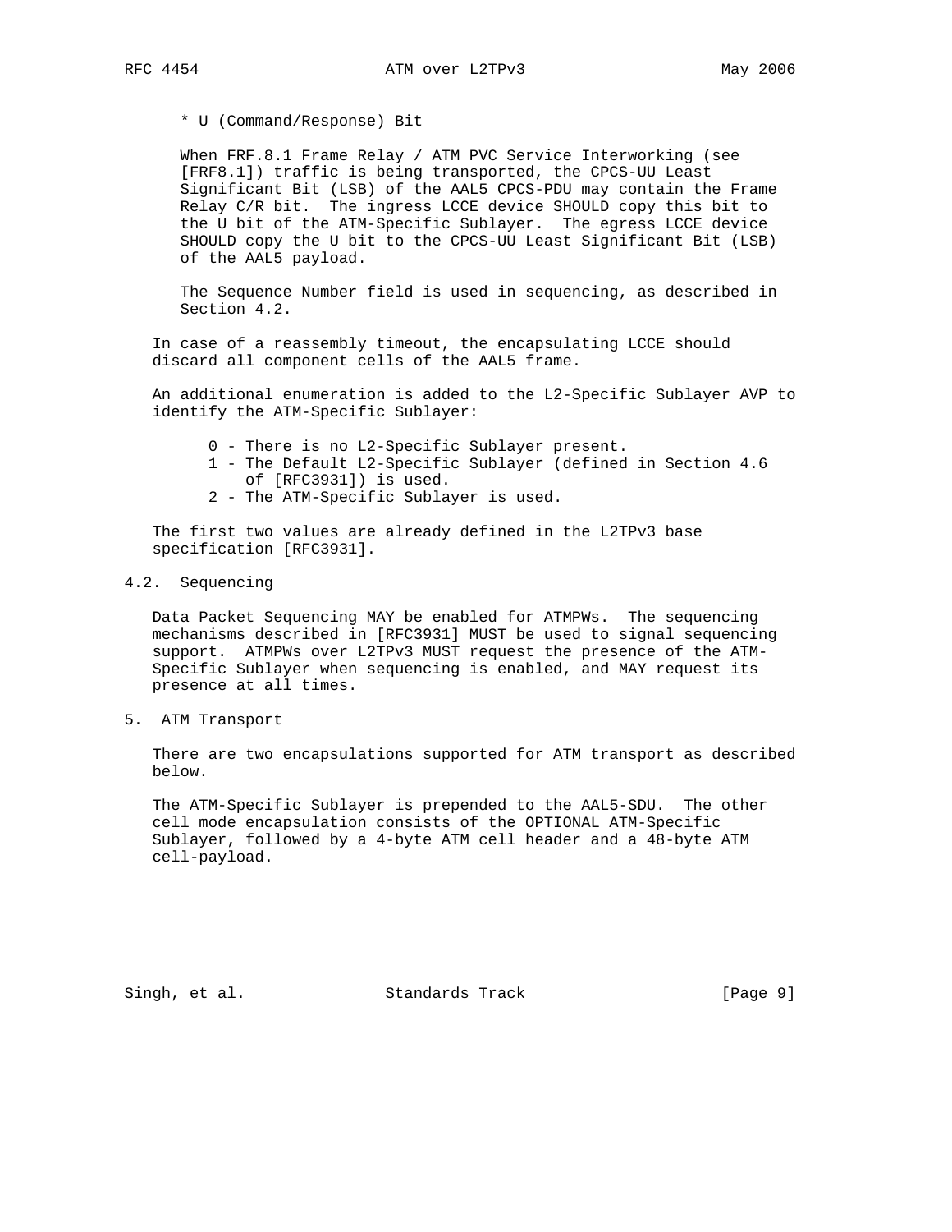* U (Command/Response) Bit

When FRF.8.1 Frame Relay / ATM PVC Service Interworking (see [FRF8.1]) traffic is being transported, the CPCS-UU Least Significant Bit (LSB) of the AAL5 CPCS-PDU may contain the Frame Relay C/R bit. The ingress LCCE device SHOULD copy this bit to the U bit of the ATM-Specific Sublayer. The egress LCCE device SHOULD copy the U bit to the CPCS-UU Least Significant Bit (LSB) of the AAL5 payload.

The Sequence Number field is used in sequencing, as described in Section 4.2.

In case of a reassembly timeout, the encapsulating LCCE should discard all component cells of the AAL5 frame.

An additional enumeration is added to the L2-Specific Sublayer AVP to identify the ATM-Specific Sublayer:

- 0 - There is no L2-Specific Sublayer present.
- 1 - The Default L2-Specific Sublayer (defined in Section 4.6 of [RFC3931]) is used.
- 2 - The ATM-Specific Sublayer is used.

The first two values are already defined in the L2TPv3 base specification [RFC3931].

## 4.2. Sequencing

Data Packet Sequencing MAY be enabled for ATMPWs. The sequencing mechanisms described in [RFC3931] MUST be used to signal sequencing support. ATMPWs over L2TPv3 MUST request the presence of the ATM-Specific Sublayer when sequencing is enabled, and MAY request its presence at all times.

# 5. ATM Transport

There are two encapsulations supported for ATM transport as described below.

The ATM-Specific Sublayer is prepended to the AAL5-SDU. The other cell mode encapsulation consists of the OPTIONAL ATM-Specific Sublayer, followed by a 4-byte ATM cell header and a 48-byte ATM cell-payload.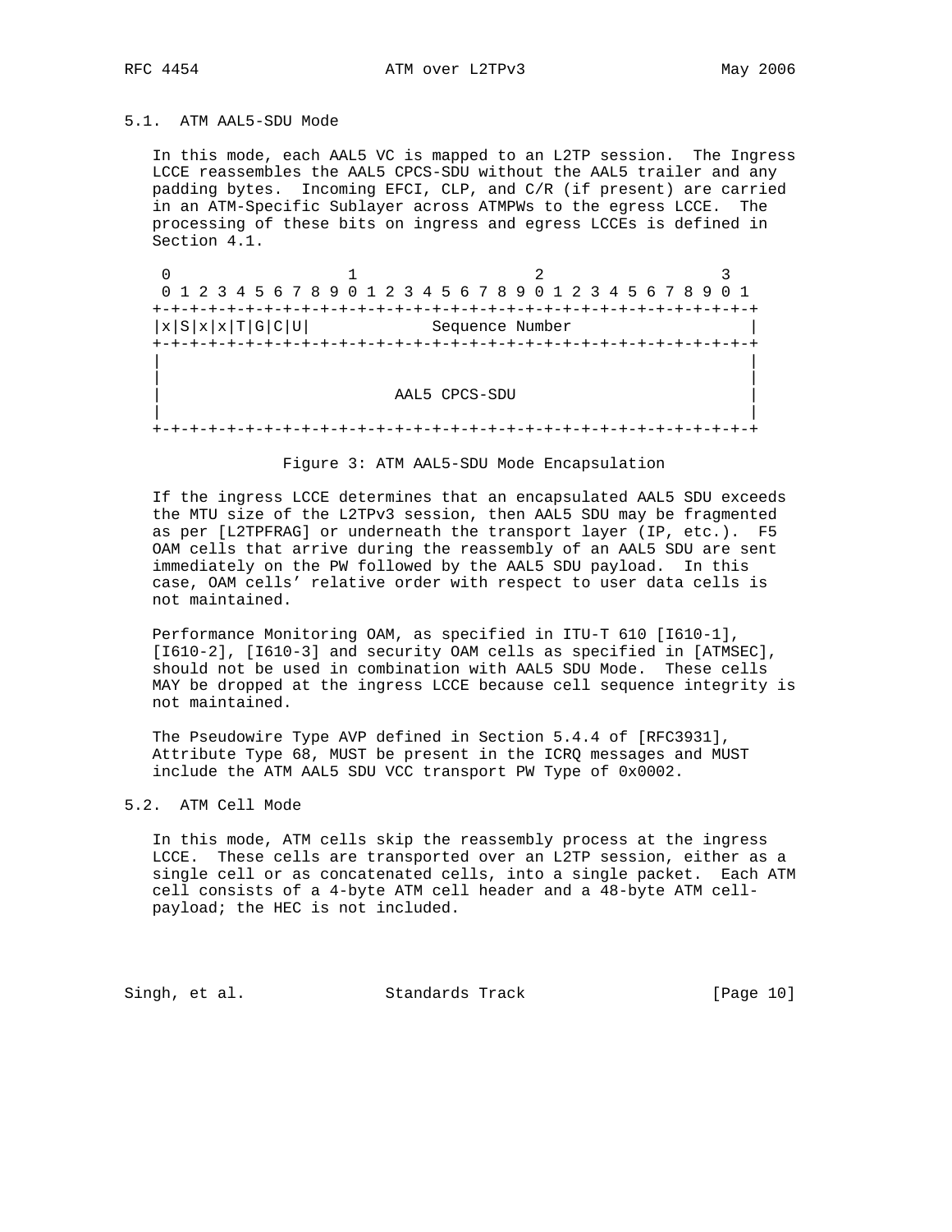### 5.1. ATM AAL5-SDU Mode

In this mode, each AAL5 VC is mapped to an L2TP session. The Ingress LCCE reassembles the AAL5 CPCS-SDU without the AAL5 trailer and any padding bytes. Incoming EFCI, CLP, and C/R (if present) are carried in an ATM-Specific Sublayer across ATMPWs to the egress LCCE. The processing of these bits on ingress and egress LCCEs is defined in Section 4.1.

```
 0                   1                   2                   3
 0 1 2 3 4 5 6 7 8 9 0 1 2 3 4 5 6 7 8 9 0 1 2 3 4 5 6 7 8 9 0 1
+-+-+-+-+-+-+-+-+-+-+-+-+-+-+-+-+-+-+-+-+-+-+-+-+-+-+-+-+-+-+-+-+
|x|S|x|x|T|G|C|U|             Sequence Number                   |
+-+-+-+-+-+-+-+-+-+-+-+-+-+-+-+-+-+-+-+-+-+-+-+-+-+-+-+-+-+-+-+-+
|                                                               |
|                                                               |
|                         AAL5 CPCS-SDU                         |
|                                                               |
+-+-+-+-+-+-+-+-+-+-+-+-+-+-+-+-+-+-+-+-+-+-+-+-+-+-+-+-+-+-+-+-+
```

Figure 3: ATM AAL5-SDU Mode Encapsulation

If the ingress LCCE determines that an encapsulated AAL5 SDU exceeds the MTU size of the L2TPv3 session, then AAL5 SDU may be fragmented as per [L2TPFRAG] or underneath the transport layer (IP, etc.). F5 OAM cells that arrive during the reassembly of an AAL5 SDU are sent immediately on the PW followed by the AAL5 SDU payload. In this case, OAM cells' relative order with respect to user data cells is not maintained.

Performance Monitoring OAM, as specified in ITU-T 610 [I610-1], [I610-2], [I610-3] and security OAM cells as specified in [ATMSEC], should not be used in combination with AAL5 SDU Mode. These cells MAY be dropped at the ingress LCCE because cell sequence integrity is not maintained.

The Pseudowire Type AVP defined in Section 5.4.4 of [RFC3931], Attribute Type 68, MUST be present in the ICRQ messages and MUST include the ATM AAL5 SDU VCC transport PW Type of 0x0002.

### 5.2. ATM Cell Mode

In this mode, ATM cells skip the reassembly process at the ingress LCCE. These cells are transported over an L2TP session, either as a single cell or as concatenated cells, into a single packet. Each ATM cell consists of a 4-byte ATM cell header and a 48-byte ATM cell-payload; the HEC is not included.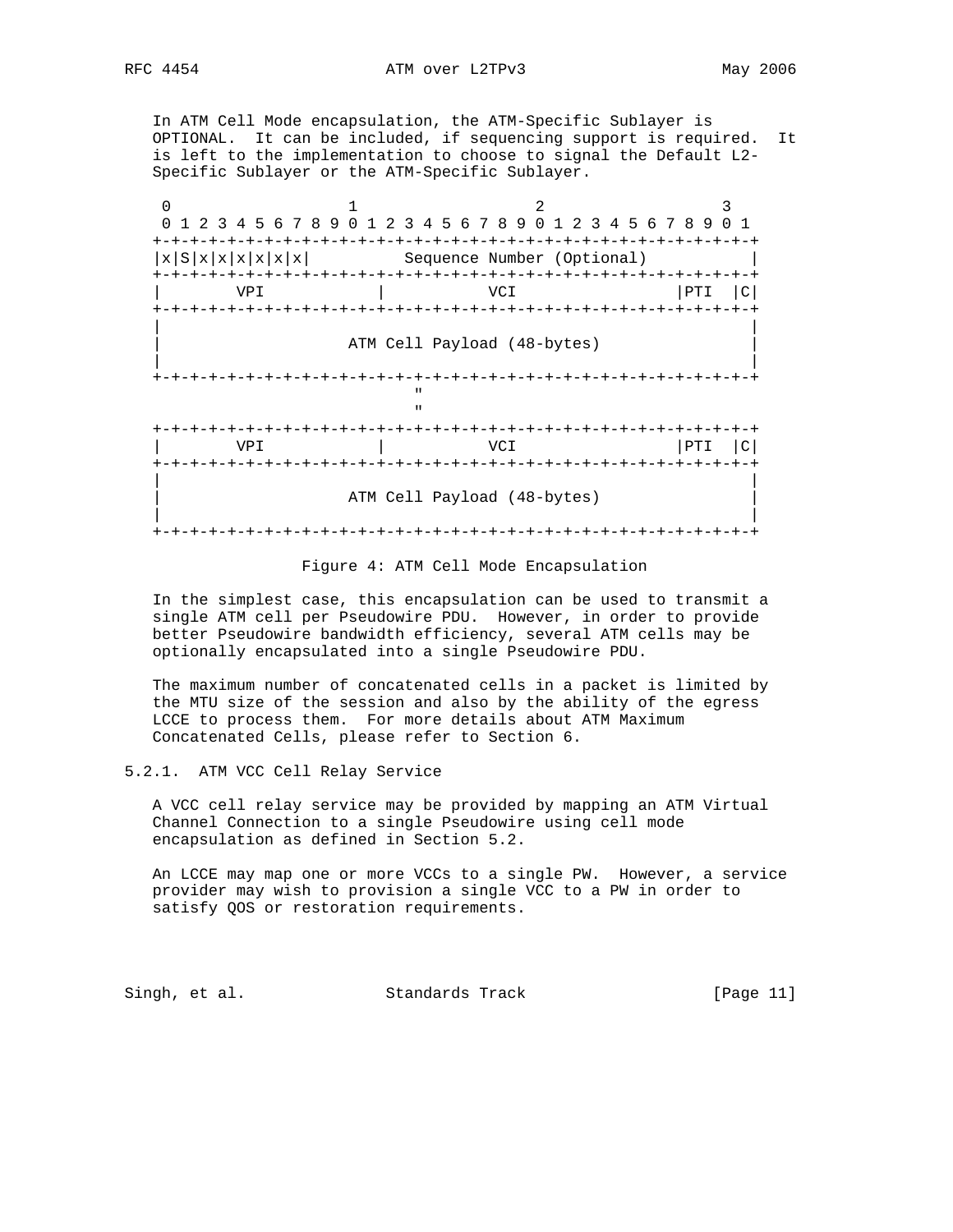In ATM Cell Mode encapsulation, the ATM-Specific Sublayer is OPTIONAL. It can be included, if sequencing support is required. It is left to the implementation to choose to signal the Default L2-Specific Sublayer or the ATM-Specific Sublayer.

```
 0                   1                   2                   3
 0 1 2 3 4 5 6 7 8 9 0 1 2 3 4 5 6 7 8 9 0 1 2 3 4 5 6 7 8 9 0 1
+-+-+-+-+-+-+-+-+-+-+-+-+-+-+-+-+-+-+-+-+-+-+-+-+-+-+-+-+-+-+-+-+
|x|S|x|x|x|x|x|x|          Sequence Number (Optional)           |
+-+-+-+-+-+-+-+-+-+-+-+-+-+-+-+-+-+-+-+-+-+-+-+-+-+-+-+-+-+-+-+-+
|        VPI            |            VCI                |PTI  |C|
+-+-+-+-+-+-+-+-+-+-+-+-+-+-+-+-+-+-+-+-+-+-+-+-+-+-+-+-+-+-+-+-+
|                                                               |
|                    ATM Cell Payload (48-bytes)                |
|                                                               |
+-+-+-+-+-+-+-+-+-+-+-+-+-+-+-+-+-+-+-+-+-+-+-+-+-+-+-+-+-+-+-+-+
                              "
                              "
+-+-+-+-+-+-+-+-+-+-+-+-+-+-+-+-+-+-+-+-+-+-+-+-+-+-+-+-+-+-+-+-+
|        VPI            |            VCI                |PTI  |C|
+-+-+-+-+-+-+-+-+-+-+-+-+-+-+-+-+-+-+-+-+-+-+-+-+-+-+-+-+-+-+-+-+
|                                                               |
|                    ATM Cell Payload (48-bytes)                |
|                                                               |
+-+-+-+-+-+-+-+-+-+-+-+-+-+-+-+-+-+-+-+-+-+-+-+-+-+-+-+-+-+-+-+-+
```

Figure 4: ATM Cell Mode Encapsulation

In the simplest case, this encapsulation can be used to transmit a single ATM cell per Pseudowire PDU. However, in order to provide better Pseudowire bandwidth efficiency, several ATM cells may be optionally encapsulated into a single Pseudowire PDU.

The maximum number of concatenated cells in a packet is limited by the MTU size of the session and also by the ability of the egress LCCE to process them. For more details about ATM Maximum Concatenated Cells, please refer to Section 6.

### 5.2.1. ATM VCC Cell Relay Service

A VCC cell relay service may be provided by mapping an ATM Virtual Channel Connection to a single Pseudowire using cell mode encapsulation as defined in Section 5.2.

An LCCE may map one or more VCCs to a single PW. However, a service provider may wish to provision a single VCC to a PW in order to satisfy QOS or restoration requirements.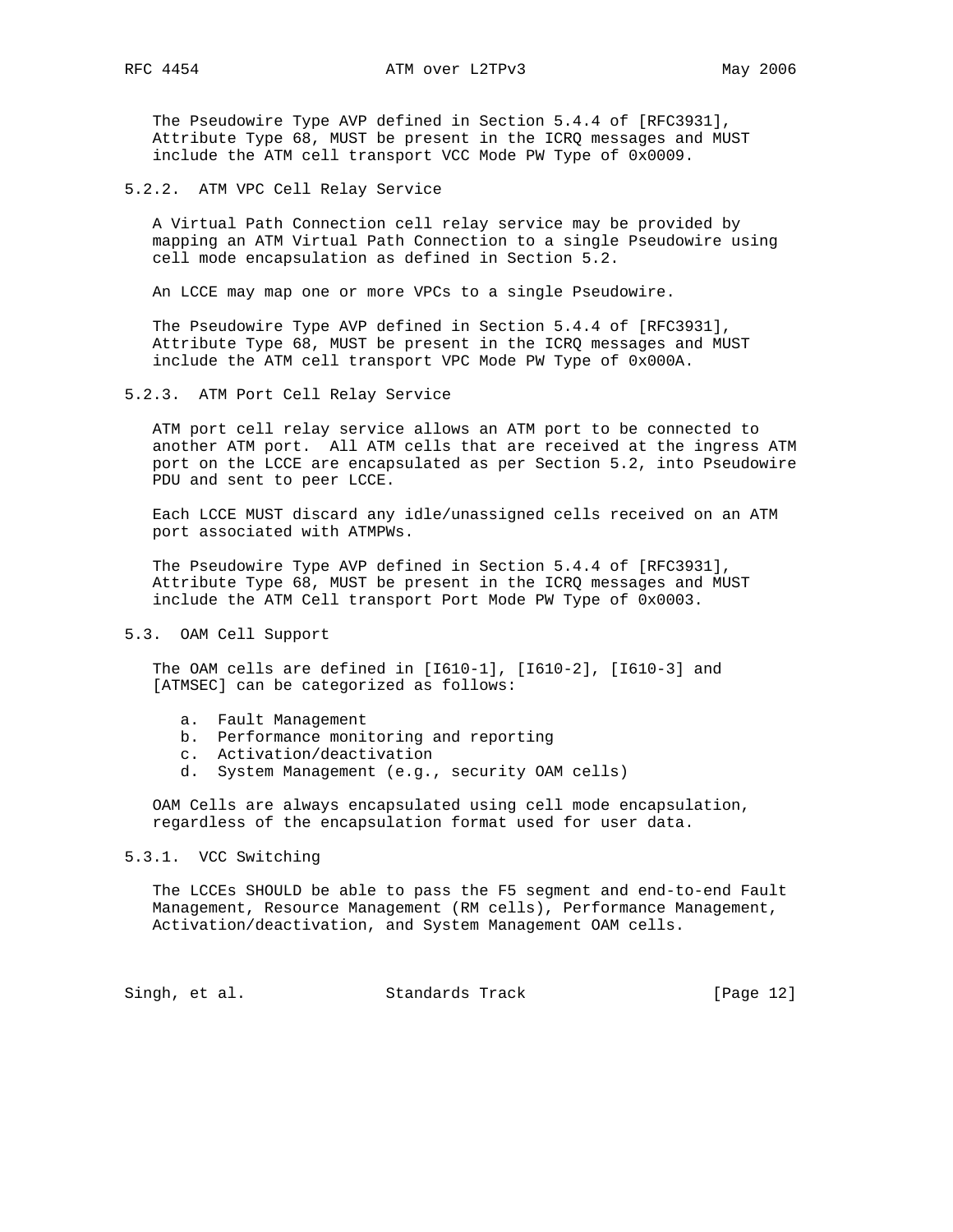The Pseudowire Type AVP defined in Section 5.4.4 of [RFC3931], Attribute Type 68, MUST be present in the ICRQ messages and MUST include the ATM cell transport VCC Mode PW Type of 0x0009.

### 5.2.2. ATM VPC Cell Relay Service

A Virtual Path Connection cell relay service may be provided by mapping an ATM Virtual Path Connection to a single Pseudowire using cell mode encapsulation as defined in Section 5.2.

An LCCE may map one or more VPCs to a single Pseudowire.

The Pseudowire Type AVP defined in Section 5.4.4 of [RFC3931], Attribute Type 68, MUST be present in the ICRQ messages and MUST include the ATM cell transport VPC Mode PW Type of 0x000A.

### 5.2.3. ATM Port Cell Relay Service

ATM port cell relay service allows an ATM port to be connected to another ATM port. All ATM cells that are received at the ingress ATM port on the LCCE are encapsulated as per Section 5.2, into Pseudowire PDU and sent to peer LCCE.

Each LCCE MUST discard any idle/unassigned cells received on an ATM port associated with ATMPWs.

The Pseudowire Type AVP defined in Section 5.4.4 of [RFC3931], Attribute Type 68, MUST be present in the ICRQ messages and MUST include the ATM Cell transport Port Mode PW Type of 0x0003.

## 5.3. OAM Cell Support

The OAM cells are defined in [I610-1], [I610-2], [I610-3] and [ATMSEC] can be categorized as follows:

a. Fault Management
b. Performance monitoring and reporting
c. Activation/deactivation
d. System Management (e.g., security OAM cells)

OAM Cells are always encapsulated using cell mode encapsulation, regardless of the encapsulation format used for user data.

### 5.3.1. VCC Switching

The LCCEs SHOULD be able to pass the F5 segment and end-to-end Fault Management, Resource Management (RM cells), Performance Management, Activation/deactivation, and System Management OAM cells.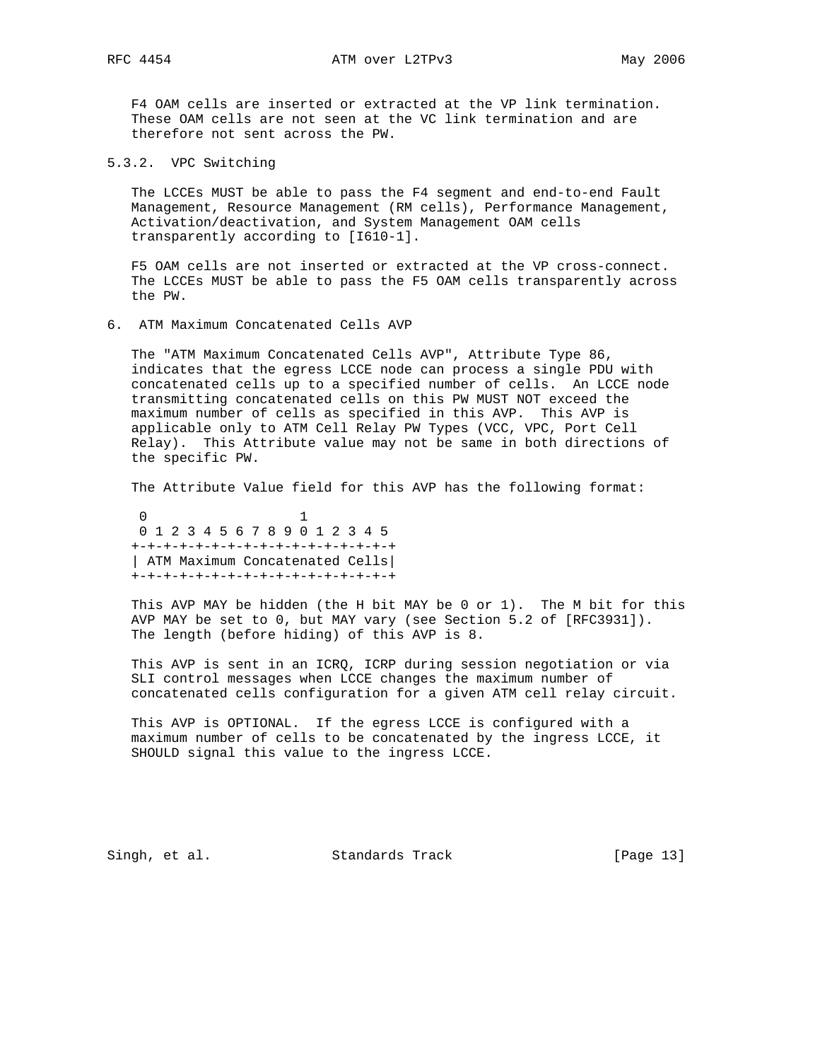F4 OAM cells are inserted or extracted at the VP link termination. These OAM cells are not seen at the VC link termination and are therefore not sent across the PW.

### 5.3.2. VPC Switching

The LCCEs MUST be able to pass the F4 segment and end-to-end Fault Management, Resource Management (RM cells), Performance Management, Activation/deactivation, and System Management OAM cells transparently according to [I610-1].

F5 OAM cells are not inserted or extracted at the VP cross-connect. The LCCEs MUST be able to pass the F5 OAM cells transparently across the PW.

## 6. ATM Maximum Concatenated Cells AVP

The "ATM Maximum Concatenated Cells AVP", Attribute Type 86, indicates that the egress LCCE node can process a single PDU with concatenated cells up to a specified number of cells. An LCCE node transmitting concatenated cells on this PW MUST NOT exceed the maximum number of cells as specified in this AVP. This AVP is applicable only to ATM Cell Relay PW Types (VCC, VPC, Port Cell Relay). This Attribute value may not be same in both directions of the specific PW.

The Attribute Value field for this AVP has the following format:

```
 0                   1
 0 1 2 3 4 5 6 7 8 9 0 1 2 3 4 5
+-+-+-+-+-+-+-+-+-+-+-+-+-+-+-+-+
| ATM Maximum Concatenated Cells|
+-+-+-+-+-+-+-+-+-+-+-+-+-+-+-+-+
```

This AVP MAY be hidden (the H bit MAY be 0 or 1). The M bit for this AVP MAY be set to 0, but MAY vary (see Section 5.2 of [RFC3931]). The length (before hiding) of this AVP is 8.

This AVP is sent in an ICRQ, ICRP during session negotiation or via SLI control messages when LCCE changes the maximum number of concatenated cells configuration for a given ATM cell relay circuit.

This AVP is OPTIONAL. If the egress LCCE is configured with a maximum number of cells to be concatenated by the ingress LCCE, it SHOULD signal this value to the ingress LCCE.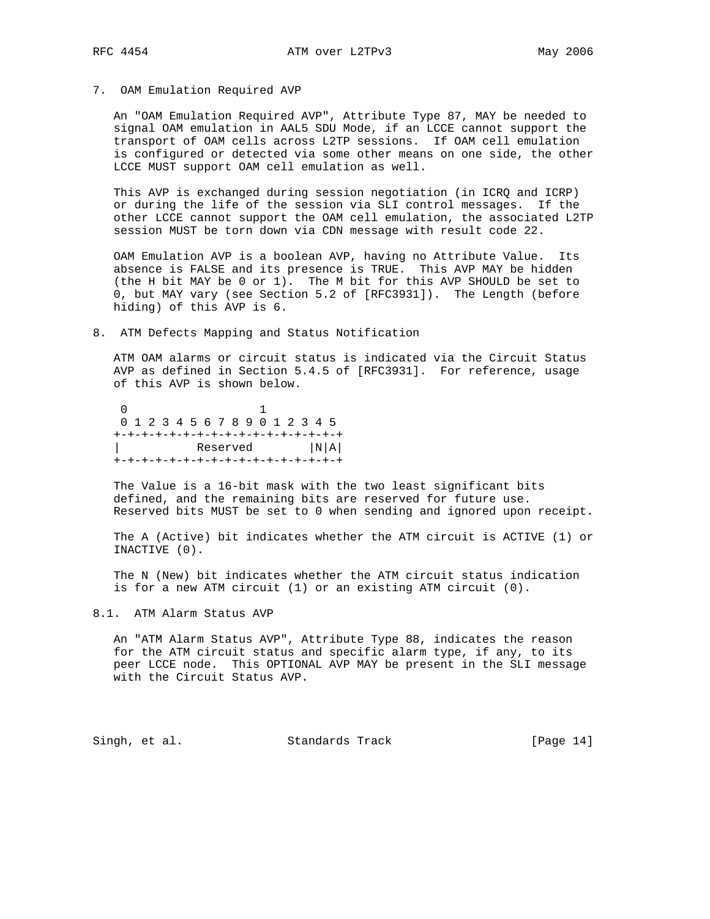## 7. OAM Emulation Required AVP

An "OAM Emulation Required AVP", Attribute Type 87, MAY be needed to signal OAM emulation in AAL5 SDU Mode, if an LCCE cannot support the transport of OAM cells across L2TP sessions. If OAM cell emulation is configured or detected via some other means on one side, the other LCCE MUST support OAM cell emulation as well.

This AVP is exchanged during session negotiation (in ICRQ and ICRP) or during the life of the session via SLI control messages. If the other LCCE cannot support the OAM cell emulation, the associated L2TP session MUST be torn down via CDN message with result code 22.

OAM Emulation AVP is a boolean AVP, having no Attribute Value. Its absence is FALSE and its presence is TRUE. This AVP MAY be hidden (the H bit MAY be 0 or 1). The M bit for this AVP SHOULD be set to 0, but MAY vary (see Section 5.2 of [RFC3931]). The Length (before hiding) of this AVP is 6.

## 8. ATM Defects Mapping and Status Notification

ATM OAM alarms or circuit status is indicated via the Circuit Status AVP as defined in Section 5.4.5 of [RFC3931]. For reference, usage of this AVP is shown below.

```
 0                   1
 0 1 2 3 4 5 6 7 8 9 0 1 2 3 4 5
+-+-+-+-+-+-+-+-+-+-+-+-+-+-+-+-+
|         Reserved          |N|A|
+-+-+-+-+-+-+-+-+-+-+-+-+-+-+-+-+
```

The Value is a 16-bit mask with the two least significant bits defined, and the remaining bits are reserved for future use. Reserved bits MUST be set to 0 when sending and ignored upon receipt.

The A (Active) bit indicates whether the ATM circuit is ACTIVE (1) or INACTIVE (0).

The N (New) bit indicates whether the ATM circuit status indication is for a new ATM circuit (1) or an existing ATM circuit (0).

### 8.1. ATM Alarm Status AVP

An "ATM Alarm Status AVP", Attribute Type 88, indicates the reason for the ATM circuit status and specific alarm type, if any, to its peer LCCE node. This OPTIONAL AVP MAY be present in the SLI message with the Circuit Status AVP.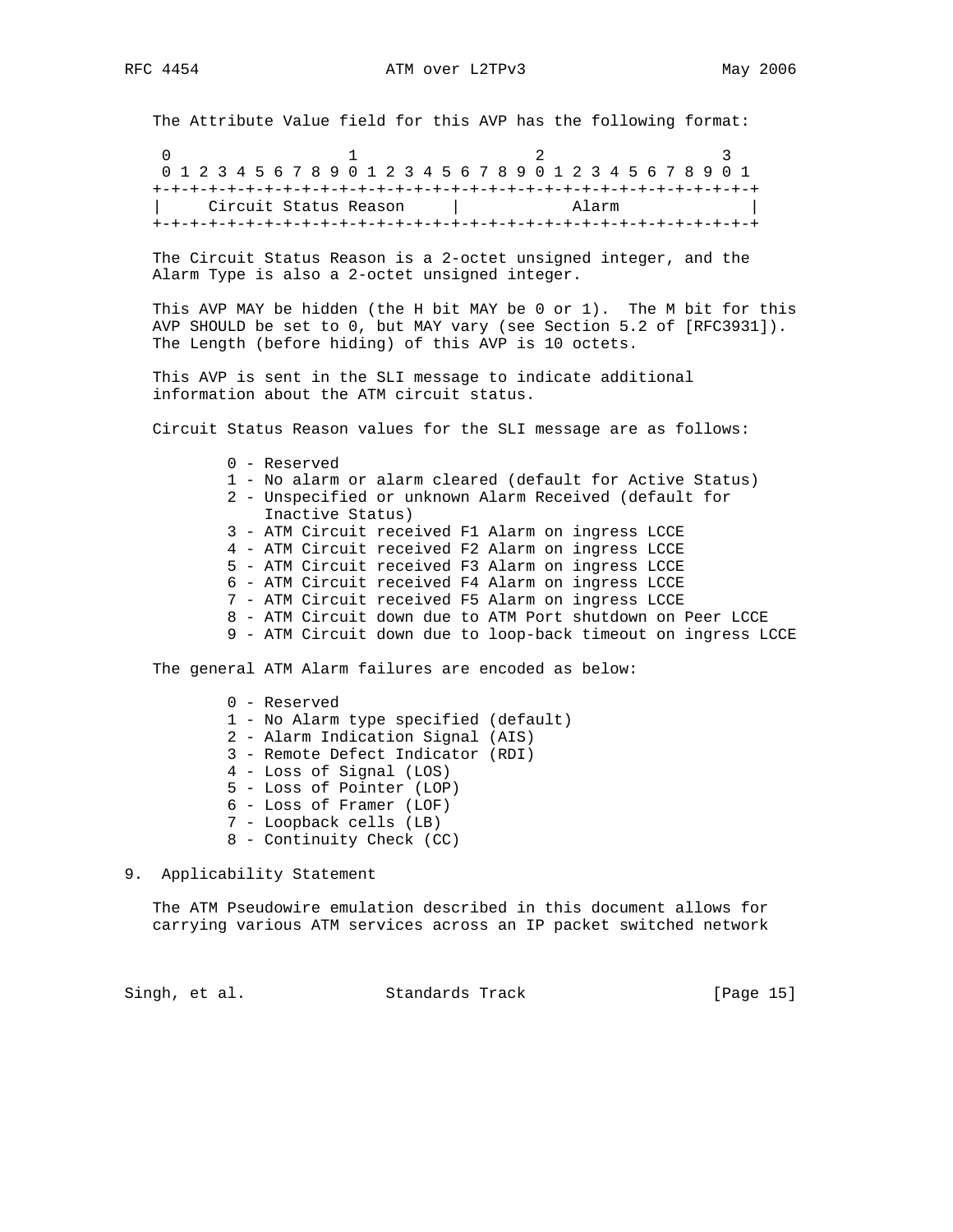The Attribute Value field for this AVP has the following format:

```
 0                   1                   2                   3
 0 1 2 3 4 5 6 7 8 9 0 1 2 3 4 5 6 7 8 9 0 1 2 3 4 5 6 7 8 9 0 1
+-+-+-+-+-+-+-+-+-+-+-+-+-+-+-+-+-+-+-+-+-+-+-+-+-+-+-+-+-+-+-+-+
|     Circuit Status Reason     |            Alarm              |
+-+-+-+-+-+-+-+-+-+-+-+-+-+-+-+-+-+-+-+-+-+-+-+-+-+-+-+-+-+-+-+-+
```

The Circuit Status Reason is a 2-octet unsigned integer, and the Alarm Type is also a 2-octet unsigned integer.

This AVP MAY be hidden (the H bit MAY be 0 or 1). The M bit for this AVP SHOULD be set to 0, but MAY vary (see Section 5.2 of [RFC3931]). The Length (before hiding) of this AVP is 10 octets.

This AVP is sent in the SLI message to indicate additional information about the ATM circuit status.

Circuit Status Reason values for the SLI message are as follows:

- 0 - Reserved
- 1 - No alarm or alarm cleared (default for Active Status)
- 2 - Unspecified or unknown Alarm Received (default for Inactive Status)
- 3 - ATM Circuit received F1 Alarm on ingress LCCE
- 4 - ATM Circuit received F2 Alarm on ingress LCCE
- 5 - ATM Circuit received F3 Alarm on ingress LCCE
- 6 - ATM Circuit received F4 Alarm on ingress LCCE
- 7 - ATM Circuit received F5 Alarm on ingress LCCE
- 8 - ATM Circuit down due to ATM Port shutdown on Peer LCCE
- 9 - ATM Circuit down due to loop-back timeout on ingress LCCE

The general ATM Alarm failures are encoded as below:

- 0 - Reserved
- 1 - No Alarm type specified (default)
- 2 - Alarm Indication Signal (AIS)
- 3 - Remote Defect Indicator (RDI)
- 4 - Loss of Signal (LOS)
- 5 - Loss of Pointer (LOP)
- 6 - Loss of Framer (LOF)
- 7 - Loopback cells (LB)
- 8 - Continuity Check (CC)

## 9. Applicability Statement

The ATM Pseudowire emulation described in this document allows for carrying various ATM services across an IP packet switched network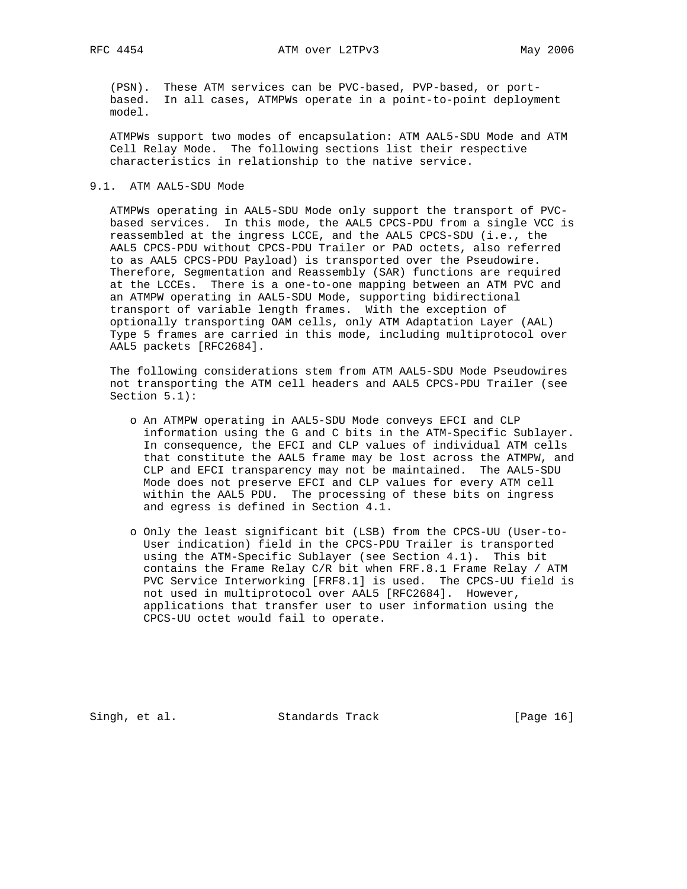(PSN). These ATM services can be PVC-based, PVP-based, or port-based. In all cases, ATMPWs operate in a point-to-point deployment model.

ATMPWs support two modes of encapsulation: ATM AAL5-SDU Mode and ATM Cell Relay Mode. The following sections list their respective characteristics in relationship to the native service.

## 9.1. ATM AAL5-SDU Mode

ATMPWs operating in AAL5-SDU Mode only support the transport of PVC-based services. In this mode, the AAL5 CPCS-PDU from a single VCC is reassembled at the ingress LCCE, and the AAL5 CPCS-SDU (i.e., the AAL5 CPCS-PDU without CPCS-PDU Trailer or PAD octets, also referred to as AAL5 CPCS-PDU Payload) is transported over the Pseudowire. Therefore, Segmentation and Reassembly (SAR) functions are required at the LCCEs. There is a one-to-one mapping between an ATM PVC and an ATMPW operating in AAL5-SDU Mode, supporting bidirectional transport of variable length frames. With the exception of optionally transporting OAM cells, only ATM Adaptation Layer (AAL) Type 5 frames are carried in this mode, including multiprotocol over AAL5 packets [RFC2684].

The following considerations stem from ATM AAL5-SDU Mode Pseudowires not transporting the ATM cell headers and AAL5 CPCS-PDU Trailer (see Section 5.1):

- An ATMPW operating in AAL5-SDU Mode conveys EFCI and CLP information using the G and C bits in the ATM-Specific Sublayer. In consequence, the EFCI and CLP values of individual ATM cells that constitute the AAL5 frame may be lost across the ATMPW, and CLP and EFCI transparency may not be maintained. The AAL5-SDU Mode does not preserve EFCI and CLP values for every ATM cell within the AAL5 PDU. The processing of these bits on ingress and egress is defined in Section 4.1.

- Only the least significant bit (LSB) from the CPCS-UU (User-to-User indication) field in the CPCS-PDU Trailer is transported using the ATM-Specific Sublayer (see Section 4.1). This bit contains the Frame Relay C/R bit when FRF.8.1 Frame Relay / ATM PVC Service Interworking [FRF8.1] is used. The CPCS-UU field is not used in multiprotocol over AAL5 [RFC2684]. However, applications that transfer user to user information using the CPCS-UU octet would fail to operate.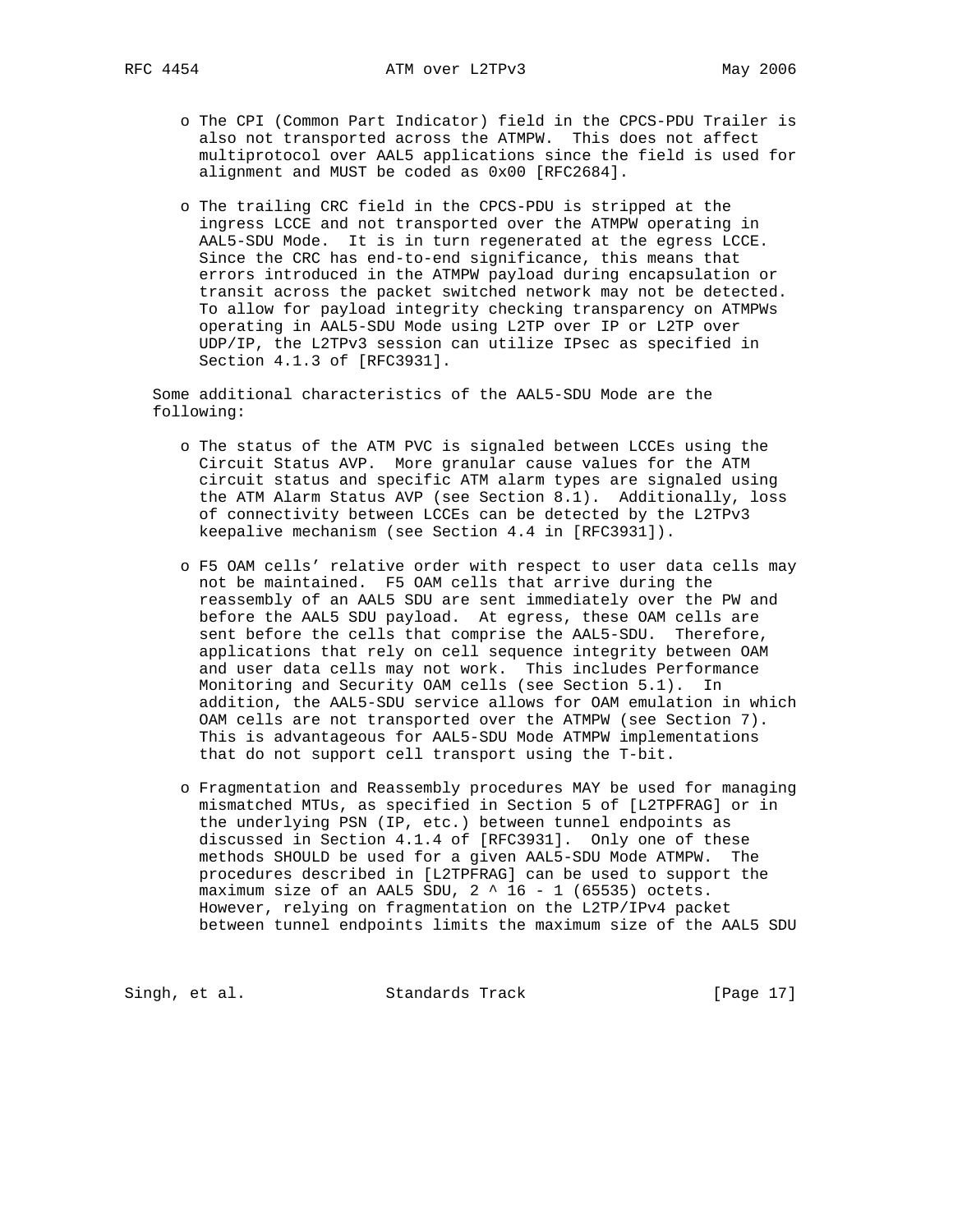- The CPI (Common Part Indicator) field in the CPCS-PDU Trailer is also not transported across the ATMPW. This does not affect multiprotocol over AAL5 applications since the field is used for alignment and MUST be coded as 0x00 [RFC2684].

- The trailing CRC field in the CPCS-PDU is stripped at the ingress LCCE and not transported over the ATMPW operating in AAL5-SDU Mode. It is in turn regenerated at the egress LCCE. Since the CRC has end-to-end significance, this means that errors introduced in the ATMPW payload during encapsulation or transit across the packet switched network may not be detected. To allow for payload integrity checking transparency on ATMPWs operating in AAL5-SDU Mode using L2TP over IP or L2TP over UDP/IP, the L2TPv3 session can utilize IPsec as specified in Section 4.1.3 of [RFC3931].

Some additional characteristics of the AAL5-SDU Mode are the following:

- The status of the ATM PVC is signaled between LCCEs using the Circuit Status AVP. More granular cause values for the ATM circuit status and specific ATM alarm types are signaled using the ATM Alarm Status AVP (see Section 8.1). Additionally, loss of connectivity between LCCEs can be detected by the L2TPv3 keepalive mechanism (see Section 4.4 in [RFC3931]).

- F5 OAM cells' relative order with respect to user data cells may not be maintained. F5 OAM cells that arrive during the reassembly of an AAL5 SDU are sent immediately over the PW and before the AAL5 SDU payload. At egress, these OAM cells are sent before the cells that comprise the AAL5-SDU. Therefore, applications that rely on cell sequence integrity between OAM and user data cells may not work. This includes Performance Monitoring and Security OAM cells (see Section 5.1). In addition, the AAL5-SDU service allows for OAM emulation in which OAM cells are not transported over the ATMPW (see Section 7). This is advantageous for AAL5-SDU Mode ATMPW implementations that do not support cell transport using the T-bit.

- Fragmentation and Reassembly procedures MAY be used for managing mismatched MTUs, as specified in Section 5 of [L2TPFRAG] or in the underlying PSN (IP, etc.) between tunnel endpoints as discussed in Section 4.1.4 of [RFC3931]. Only one of these methods SHOULD be used for a given AAL5-SDU Mode ATMPW. The procedures described in [L2TPFRAG] can be used to support the maximum size of an AAL5 SDU, $2^{16} - 1$ (65535) octets. However, relying on fragmentation on the L2TP/IPv4 packet between tunnel endpoints limits the maximum size of the AAL5 SDU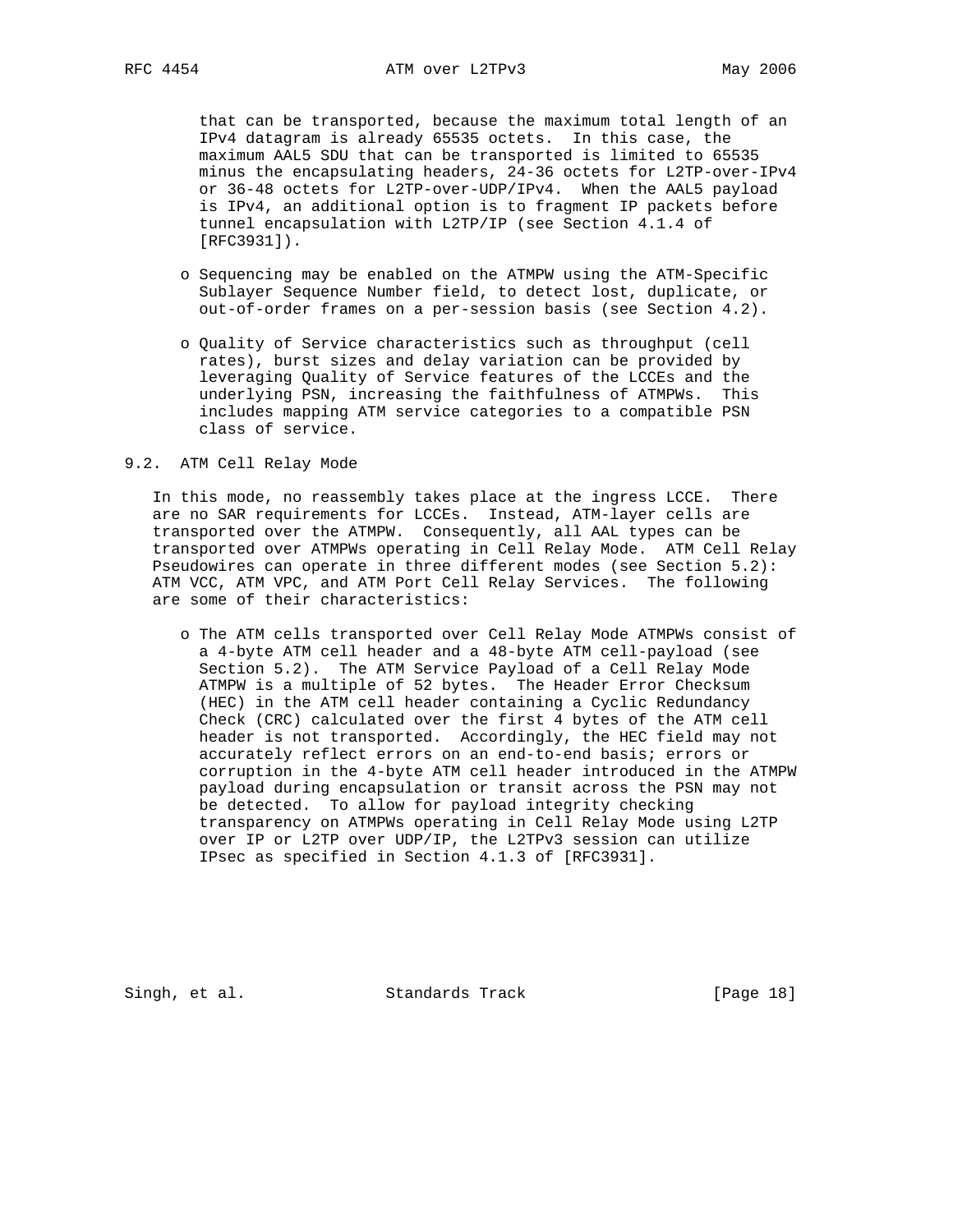that can be transported, because the maximum total length of an IPv4 datagram is already 65535 octets. In this case, the maximum AAL5 SDU that can be transported is limited to 65535 minus the encapsulating headers, 24-36 octets for L2TP-over-IPv4 or 36-48 octets for L2TP-over-UDP/IPv4. When the AAL5 payload is IPv4, an additional option is to fragment IP packets before tunnel encapsulation with L2TP/IP (see Section 4.1.4 of [RFC3931]).

- Sequencing may be enabled on the ATMPW using the ATM-Specific Sublayer Sequence Number field, to detect lost, duplicate, or out-of-order frames on a per-session basis (see Section 4.2).

- Quality of Service characteristics such as throughput (cell rates), burst sizes and delay variation can be provided by leveraging Quality of Service features of the LCCEs and the underlying PSN, increasing the faithfulness of ATMPWs. This includes mapping ATM service categories to a compatible PSN class of service.

## 9.2. ATM Cell Relay Mode

In this mode, no reassembly takes place at the ingress LCCE. There are no SAR requirements for LCCEs. Instead, ATM-layer cells are transported over the ATMPW. Consequently, all AAL types can be transported over ATMPWs operating in Cell Relay Mode. ATM Cell Relay Pseudowires can operate in three different modes (see Section 5.2): ATM VCC, ATM VPC, and ATM Port Cell Relay Services. The following are some of their characteristics:

- The ATM cells transported over Cell Relay Mode ATMPWs consist of a 4-byte ATM cell header and a 48-byte ATM cell-payload (see Section 5.2). The ATM Service Payload of a Cell Relay Mode ATMPW is a multiple of 52 bytes. The Header Error Checksum (HEC) in the ATM cell header containing a Cyclic Redundancy Check (CRC) calculated over the first 4 bytes of the ATM cell header is not transported. Accordingly, the HEC field may not accurately reflect errors on an end-to-end basis; errors or corruption in the 4-byte ATM cell header introduced in the ATMPW payload during encapsulation or transit across the PSN may not be detected. To allow for payload integrity checking transparency on ATMPWs operating in Cell Relay Mode using L2TP over IP or L2TP over UDP/IP, the L2TPv3 session can utilize IPsec as specified in Section 4.1.3 of [RFC3931].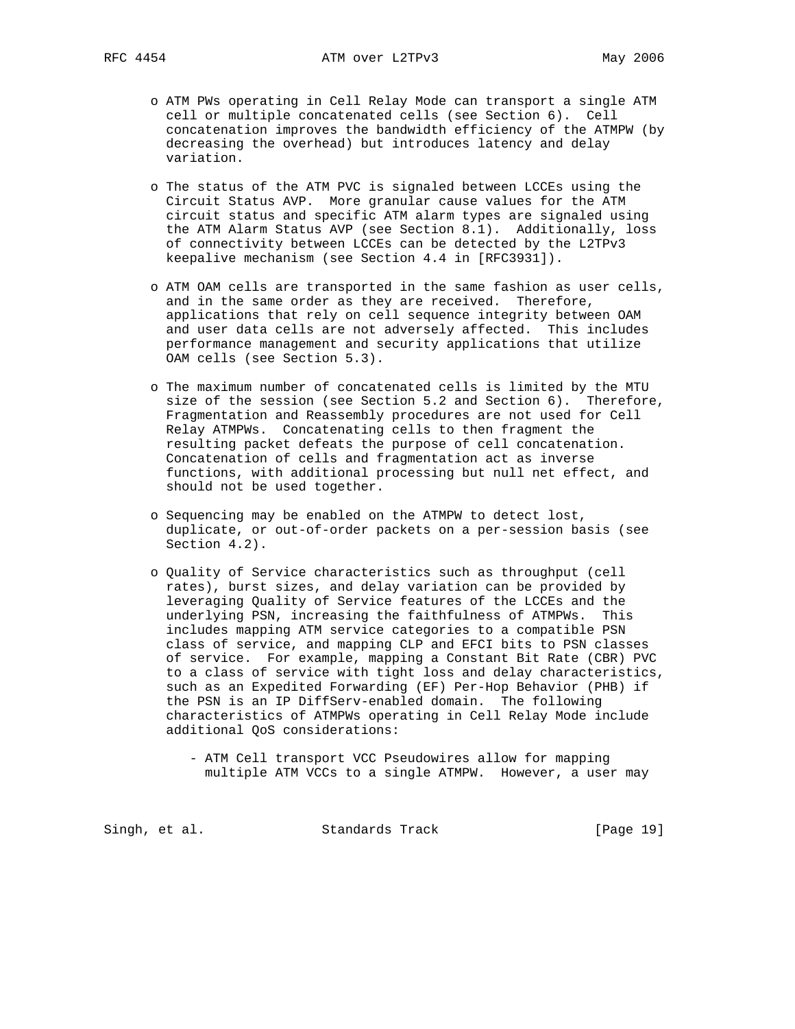- ATM PWs operating in Cell Relay Mode can transport a single ATM cell or multiple concatenated cells (see Section 6). Cell concatenation improves the bandwidth efficiency of the ATMPW (by decreasing the overhead) but introduces latency and delay variation.

- The status of the ATM PVC is signaled between LCCEs using the Circuit Status AVP. More granular cause values for the ATM circuit status and specific ATM alarm types are signaled using the ATM Alarm Status AVP (see Section 8.1). Additionally, loss of connectivity between LCCEs can be detected by the L2TPv3 keepalive mechanism (see Section 4.4 in [RFC3931]).

- ATM OAM cells are transported in the same fashion as user cells, and in the same order as they are received. Therefore, applications that rely on cell sequence integrity between OAM and user data cells are not adversely affected. This includes performance management and security applications that utilize OAM cells (see Section 5.3).

- The maximum number of concatenated cells is limited by the MTU size of the session (see Section 5.2 and Section 6). Therefore, Fragmentation and Reassembly procedures are not used for Cell Relay ATMPWs. Concatenating cells to then fragment the resulting packet defeats the purpose of cell concatenation. Concatenation of cells and fragmentation act as inverse functions, with additional processing but null net effect, and should not be used together.

- Sequencing may be enabled on the ATMPW to detect lost, duplicate, or out-of-order packets on a per-session basis (see Section 4.2).

- Quality of Service characteristics such as throughput (cell rates), burst sizes, and delay variation can be provided by leveraging Quality of Service features of the LCCEs and the underlying PSN, increasing the faithfulness of ATMPWs. This includes mapping ATM service categories to a compatible PSN class of service, and mapping CLP and EFCI bits to PSN classes of service. For example, mapping a Constant Bit Rate (CBR) PVC to a class of service with tight loss and delay characteristics, such as an Expedited Forwarding (EF) Per-Hop Behavior (PHB) if the PSN is an IP DiffServ-enabled domain. The following characteristics of ATMPWs operating in Cell Relay Mode include additional QoS considerations:

  - ATM Cell transport VCC Pseudowires allow for mapping multiple ATM VCCs to a single ATMPW. However, a user may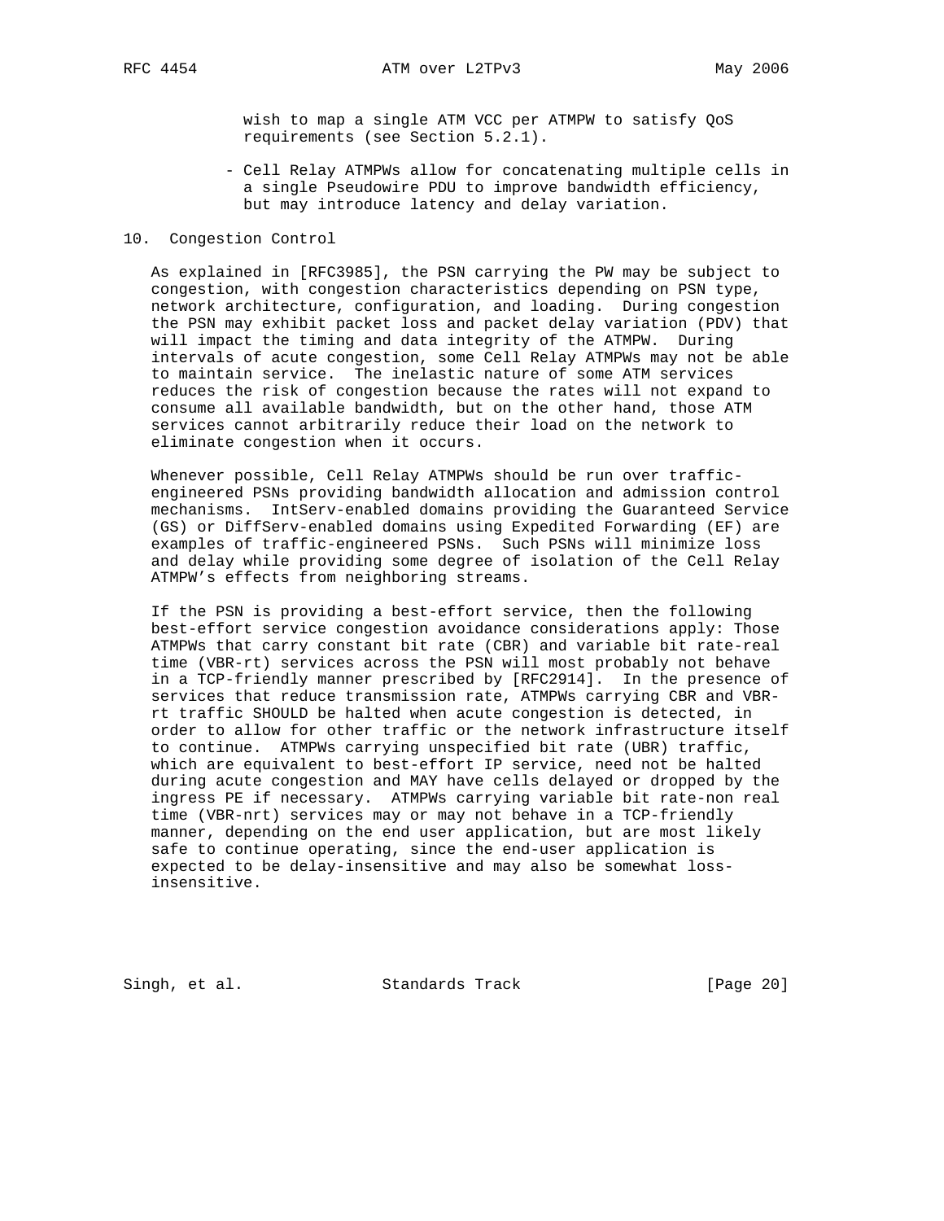wish to map a single ATM VCC per ATMPW to satisfy QoS requirements (see Section 5.2.1).

- Cell Relay ATMPWs allow for concatenating multiple cells in a single Pseudowire PDU to improve bandwidth efficiency, but may introduce latency and delay variation.

## 10. Congestion Control

As explained in [RFC3985], the PSN carrying the PW may be subject to congestion, with congestion characteristics depending on PSN type, network architecture, configuration, and loading. During congestion the PSN may exhibit packet loss and packet delay variation (PDV) that will impact the timing and data integrity of the ATMPW. During intervals of acute congestion, some Cell Relay ATMPWs may not be able to maintain service. The inelastic nature of some ATM services reduces the risk of congestion because the rates will not expand to consume all available bandwidth, but on the other hand, those ATM services cannot arbitrarily reduce their load on the network to eliminate congestion when it occurs.

Whenever possible, Cell Relay ATMPWs should be run over traffic-engineered PSNs providing bandwidth allocation and admission control mechanisms. IntServ-enabled domains providing the Guaranteed Service (GS) or DiffServ-enabled domains using Expedited Forwarding (EF) are examples of traffic-engineered PSNs. Such PSNs will minimize loss and delay while providing some degree of isolation of the Cell Relay ATMPW's effects from neighboring streams.

If the PSN is providing a best-effort service, then the following best-effort service congestion avoidance considerations apply: Those ATMPWs that carry constant bit rate (CBR) and variable bit rate-real time (VBR-rt) services across the PSN will most probably not behave in a TCP-friendly manner prescribed by [RFC2914]. In the presence of services that reduce transmission rate, ATMPWs carrying CBR and VBR-rt traffic SHOULD be halted when acute congestion is detected, in order to allow for other traffic or the network infrastructure itself to continue. ATMPWs carrying unspecified bit rate (UBR) traffic, which are equivalent to best-effort IP service, need not be halted during acute congestion and MAY have cells delayed or dropped by the ingress PE if necessary. ATMPWs carrying variable bit rate-non real time (VBR-nrt) services may or may not behave in a TCP-friendly manner, depending on the end user application, but are most likely safe to continue operating, since the end-user application is expected to be delay-insensitive and may also be somewhat loss-insensitive.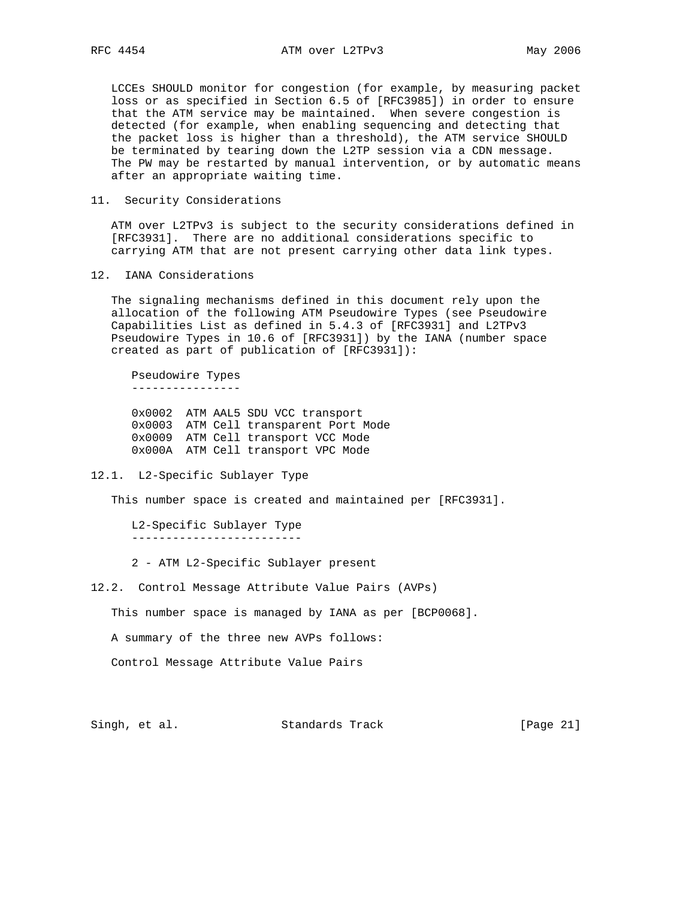LCCEs SHOULD monitor for congestion (for example, by measuring packet loss or as specified in Section 6.5 of [RFC3985]) in order to ensure that the ATM service may be maintained. When severe congestion is detected (for example, when enabling sequencing and detecting that the packet loss is higher than a threshold), the ATM service SHOULD be terminated by tearing down the L2TP session via a CDN message. The PW may be restarted by manual intervention, or by automatic means after an appropriate waiting time.

## 11. Security Considerations

ATM over L2TPv3 is subject to the security considerations defined in [RFC3931]. There are no additional considerations specific to carrying ATM that are not present carrying other data link types.

## 12. IANA Considerations

The signaling mechanisms defined in this document rely upon the allocation of the following ATM Pseudowire Types (see Pseudowire Capabilities List as defined in 5.4.3 of [RFC3931] and L2TPv3 Pseudowire Types in 10.6 of [RFC3931]) by the IANA (number space created as part of publication of [RFC3931]):

```
   Pseudowire Types
   ----------------

   0x0002  ATM AAL5 SDU VCC transport
   0x0003  ATM Cell transparent Port Mode
   0x0009  ATM Cell transport VCC Mode
   0x000A  ATM Cell transport VPC Mode
```

### 12.1. L2-Specific Sublayer Type

This number space is created and maintained per [RFC3931].

```
   L2-Specific Sublayer Type
   -------------------------

   2 - ATM L2-Specific Sublayer present
```

### 12.2. Control Message Attribute Value Pairs (AVPs)

This number space is managed by IANA as per [BCP0068].

A summary of the three new AVPs follows:

Control Message Attribute Value Pairs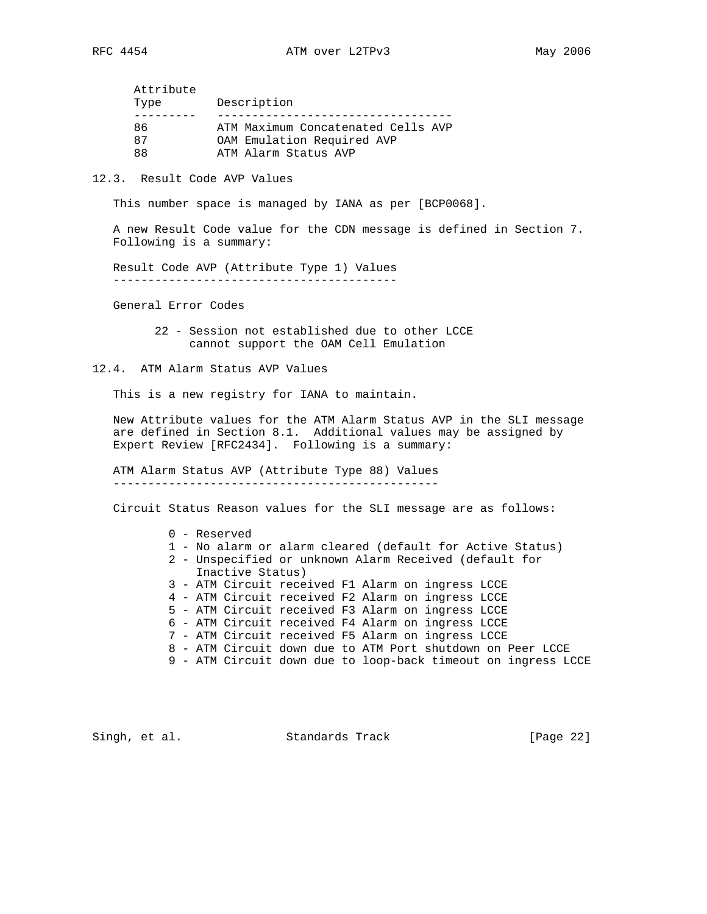| Attribute Type | Description |
| --- | --- |
| 86 | ATM Maximum Concatenated Cells AVP |
| 87 | OAM Emulation Required AVP |
| 88 | ATM Alarm Status AVP |

## 12.3. Result Code AVP Values

This number space is managed by IANA as per [BCP0068].

A new Result Code value for the CDN message is defined in Section 7. Following is a summary:

Result Code AVP (Attribute Type 1) Values

General Error Codes

22 - Session not established due to other LCCE cannot support the OAM Cell Emulation

## 12.4. ATM Alarm Status AVP Values

This is a new registry for IANA to maintain.

New Attribute values for the ATM Alarm Status AVP in the SLI message are defined in Section 8.1. Additional values may be assigned by Expert Review [RFC2434]. Following is a summary:

ATM Alarm Status AVP (Attribute Type 88) Values

Circuit Status Reason values for the SLI message are as follows:

- 0 - Reserved
- 1 - No alarm or alarm cleared (default for Active Status)
- 2 - Unspecified or unknown Alarm Received (default for Inactive Status)
- 3 - ATM Circuit received F1 Alarm on ingress LCCE
- 4 - ATM Circuit received F2 Alarm on ingress LCCE
- 5 - ATM Circuit received F3 Alarm on ingress LCCE
- 6 - ATM Circuit received F4 Alarm on ingress LCCE
- 7 - ATM Circuit received F5 Alarm on ingress LCCE
- 8 - ATM Circuit down due to ATM Port shutdown on Peer LCCE
- 9 - ATM Circuit down due to loop-back timeout on ingress LCCE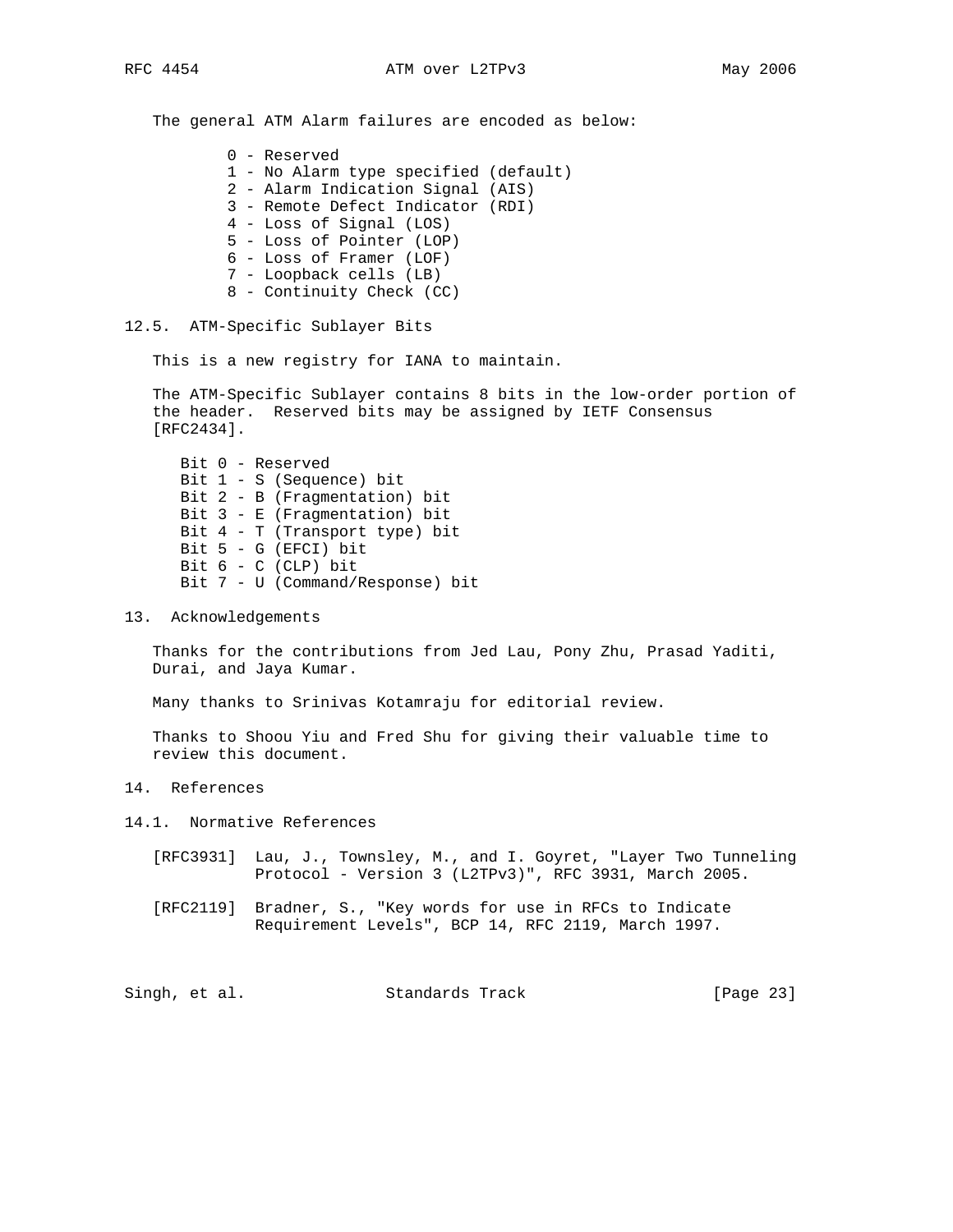The general ATM Alarm failures are encoded as below:

- 0 - Reserved
- 1 - No Alarm type specified (default)
- 2 - Alarm Indication Signal (AIS)
- 3 - Remote Defect Indicator (RDI)
- 4 - Loss of Signal (LOS)
- 5 - Loss of Pointer (LOP)
- 6 - Loss of Framer (LOF)
- 7 - Loopback cells (LB)
- 8 - Continuity Check (CC)

### 12.5. ATM-Specific Sublayer Bits

This is a new registry for IANA to maintain.

The ATM-Specific Sublayer contains 8 bits in the low-order portion of the header. Reserved bits may be assigned by IETF Consensus [RFC2434].

- Bit 0 - Reserved
- Bit 1 - S (Sequence) bit
- Bit 2 - B (Fragmentation) bit
- Bit 3 - E (Fragmentation) bit
- Bit 4 - T (Transport type) bit
- Bit 5 - G (EFCI) bit
- Bit 6 - C (CLP) bit
- Bit 7 - U (Command/Response) bit

## 13. Acknowledgements

Thanks for the contributions from Jed Lau, Pony Zhu, Prasad Yaditi, Durai, and Jaya Kumar.

Many thanks to Srinivas Kotamraju for editorial review.

Thanks to Shoou Yiu and Fred Shu for giving their valuable time to review this document.

## 14. References

### 14.1. Normative References

[RFC3931] Lau, J., Townsley, M., and I. Goyret, "Layer Two Tunneling Protocol - Version 3 (L2TPv3)", RFC 3931, March 2005.

[RFC2119] Bradner, S., "Key words for use in RFCs to Indicate Requirement Levels", BCP 14, RFC 2119, March 1997.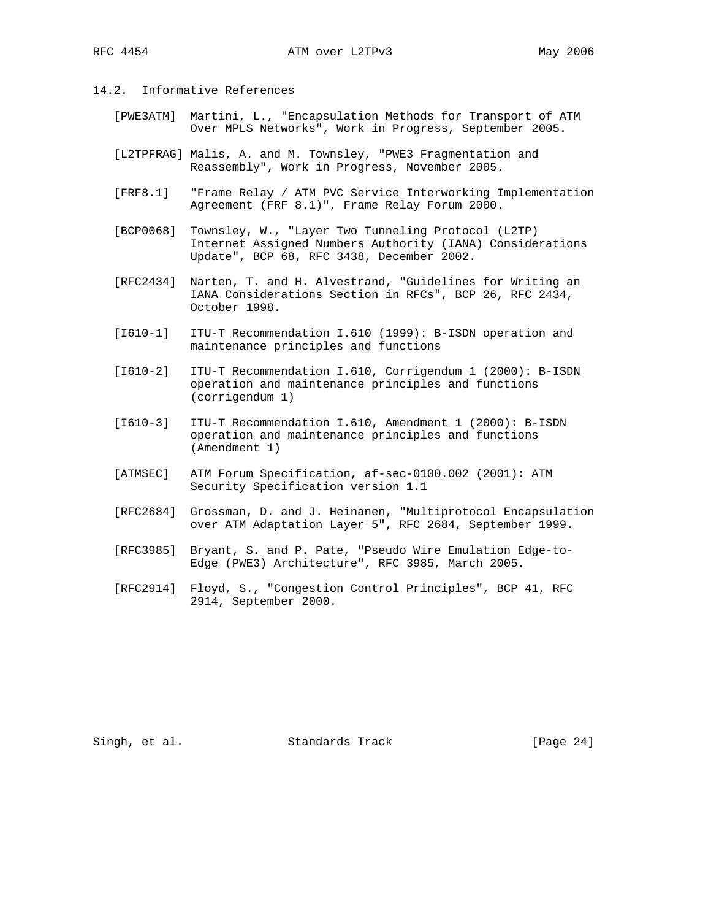## 14.2. Informative References

[PWE3ATM] Martini, L., "Encapsulation Methods for Transport of ATM Over MPLS Networks", Work in Progress, September 2005.

[L2TPFRAG] Malis, A. and M. Townsley, "PWE3 Fragmentation and Reassembly", Work in Progress, November 2005.

[FRF8.1] "Frame Relay / ATM PVC Service Interworking Implementation Agreement (FRF 8.1)", Frame Relay Forum 2000.

[BCP0068] Townsley, W., "Layer Two Tunneling Protocol (L2TP) Internet Assigned Numbers Authority (IANA) Considerations Update", BCP 68, RFC 3438, December 2002.

[RFC2434] Narten, T. and H. Alvestrand, "Guidelines for Writing an IANA Considerations Section in RFCs", BCP 26, RFC 2434, October 1998.

[I610-1] ITU-T Recommendation I.610 (1999): B-ISDN operation and maintenance principles and functions

[I610-2] ITU-T Recommendation I.610, Corrigendum 1 (2000): B-ISDN operation and maintenance principles and functions (corrigendum 1)

[I610-3] ITU-T Recommendation I.610, Amendment 1 (2000): B-ISDN operation and maintenance principles and functions (Amendment 1)

[ATMSEC] ATM Forum Specification, af-sec-0100.002 (2001): ATM Security Specification version 1.1

[RFC2684] Grossman, D. and J. Heinanen, "Multiprotocol Encapsulation over ATM Adaptation Layer 5", RFC 2684, September 1999.

[RFC3985] Bryant, S. and P. Pate, "Pseudo Wire Emulation Edge-to-Edge (PWE3) Architecture", RFC 3985, March 2005.

[RFC2914] Floyd, S., "Congestion Control Principles", BCP 41, RFC 2914, September 2000.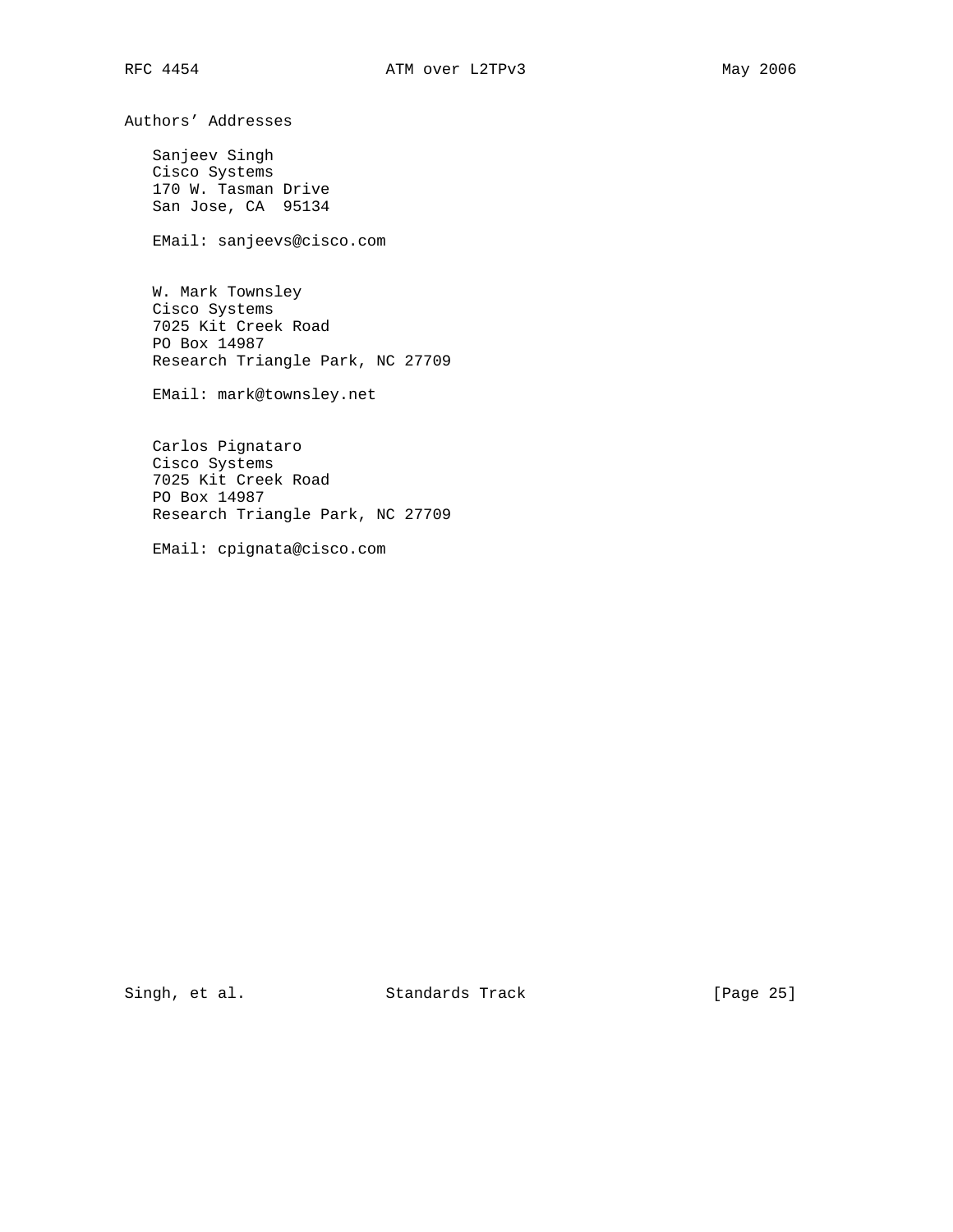## Authors' Addresses

Sanjeev Singh
Cisco Systems
170 W. Tasman Drive
San Jose, CA 95134

EMail: sanjeevs@cisco.com

W. Mark Townsley
Cisco Systems
7025 Kit Creek Road
PO Box 14987
Research Triangle Park, NC 27709

EMail: mark@townsley.net

Carlos Pignataro
Cisco Systems
7025 Kit Creek Road
PO Box 14987
Research Triangle Park, NC 27709

EMail: cpignata@cisco.com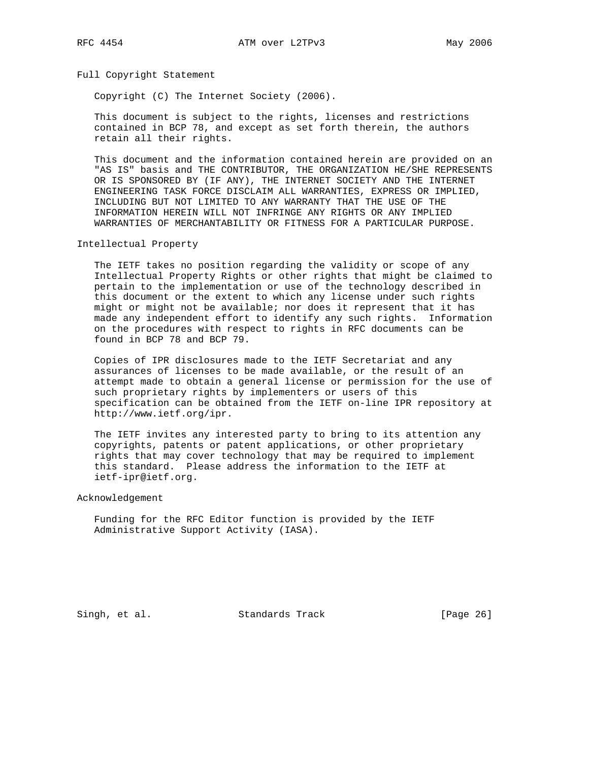## Full Copyright Statement

Copyright (C) The Internet Society (2006).

This document is subject to the rights, licenses and restrictions contained in BCP 78, and except as set forth therein, the authors retain all their rights.

This document and the information contained herein are provided on an "AS IS" basis and THE CONTRIBUTOR, THE ORGANIZATION HE/SHE REPRESENTS OR IS SPONSORED BY (IF ANY), THE INTERNET SOCIETY AND THE INTERNET ENGINEERING TASK FORCE DISCLAIM ALL WARRANTIES, EXPRESS OR IMPLIED, INCLUDING BUT NOT LIMITED TO ANY WARRANTY THAT THE USE OF THE INFORMATION HEREIN WILL NOT INFRINGE ANY RIGHTS OR ANY IMPLIED WARRANTIES OF MERCHANTABILITY OR FITNESS FOR A PARTICULAR PURPOSE.

## Intellectual Property

The IETF takes no position regarding the validity or scope of any Intellectual Property Rights or other rights that might be claimed to pertain to the implementation or use of the technology described in this document or the extent to which any license under such rights might or might not be available; nor does it represent that it has made any independent effort to identify any such rights. Information on the procedures with respect to rights in RFC documents can be found in BCP 78 and BCP 79.

Copies of IPR disclosures made to the IETF Secretariat and any assurances of licenses to be made available, or the result of an attempt made to obtain a general license or permission for the use of such proprietary rights by implementers or users of this specification can be obtained from the IETF on-line IPR repository at http://www.ietf.org/ipr.

The IETF invites any interested party to bring to its attention any copyrights, patents or patent applications, or other proprietary rights that may cover technology that may be required to implement this standard. Please address the information to the IETF at ietf-ipr@ietf.org.

## Acknowledgement

Funding for the RFC Editor function is provided by the IETF Administrative Support Activity (IASA).